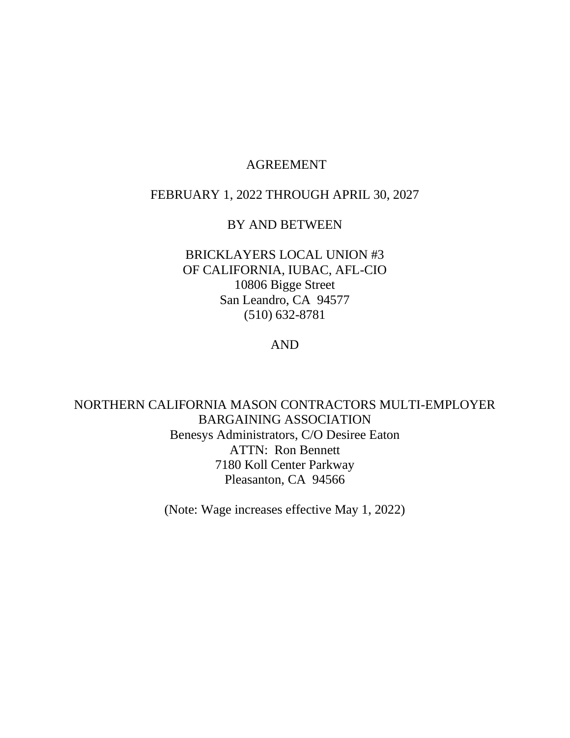# AGREEMENT

FEBRUARY 1, 2022 THROUGH APRIL 30, 2027

BY AND BETWEEN

BRICKLAYERS LOCAL UNION #3
OF CALIFORNIA, IUBAC, AFL-CIO
10806 Bigge Street
San Leandro, CA 94577
(510) 632-8781

AND

NORTHERN CALIFORNIA MASON CONTRACTORS MULTI-EMPLOYER BARGAINING ASSOCIATION
Benesys Administrators, C/O Desiree Eaton
ATTN: Ron Bennett
7180 Koll Center Parkway
Pleasanton, CA 94566

(Note: Wage increases effective May 1, 2022)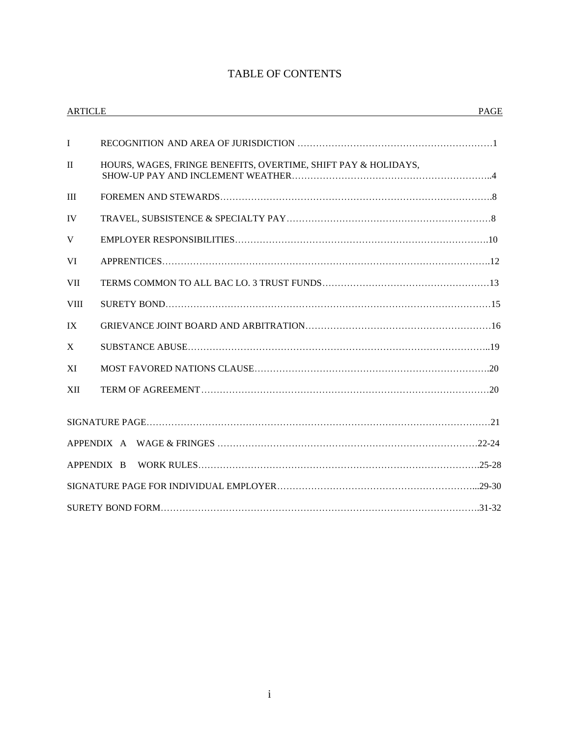# TABLE OF CONTENTS

| ARTICLE | | PAGE |
|---|---|---|
| I | RECOGNITION AND AREA OF JURISDICTION | 1 |
| II | HOURS, WAGES, FRINGE BENEFITS, OVERTIME, SHIFT PAY & HOLIDAYS, SHOW-UP PAY AND INCLEMENT WEATHER | 4 |
| III | FOREMEN AND STEWARDS | 8 |
| IV | TRAVEL, SUBSISTENCE & SPECIALTY PAY | 8 |
| V | EMPLOYER RESPONSIBILITIES | 10 |
| VI | APPRENTICES | 12 |
| VII | TERMS COMMON TO ALL BAC LO. 3 TRUST FUNDS | 13 |
| VIII | SURETY BOND | 15 |
| IX | GRIEVANCE JOINT BOARD AND ARBITRATION | 16 |
| X | SUBSTANCE ABUSE | 19 |
| XI | MOST FAVORED NATIONS CLAUSE | 20 |
| XII | TERM OF AGREEMENT | 20 |
| SIGNATURE PAGE | | 21 |
| APPENDIX A | WAGE & FRINGES | 22-24 |
| APPENDIX B | WORK RULES | 25-28 |
| SIGNATURE PAGE FOR INDIVIDUAL EMPLOYER | | 29-30 |
| SURETY BOND FORM | | 31-32 |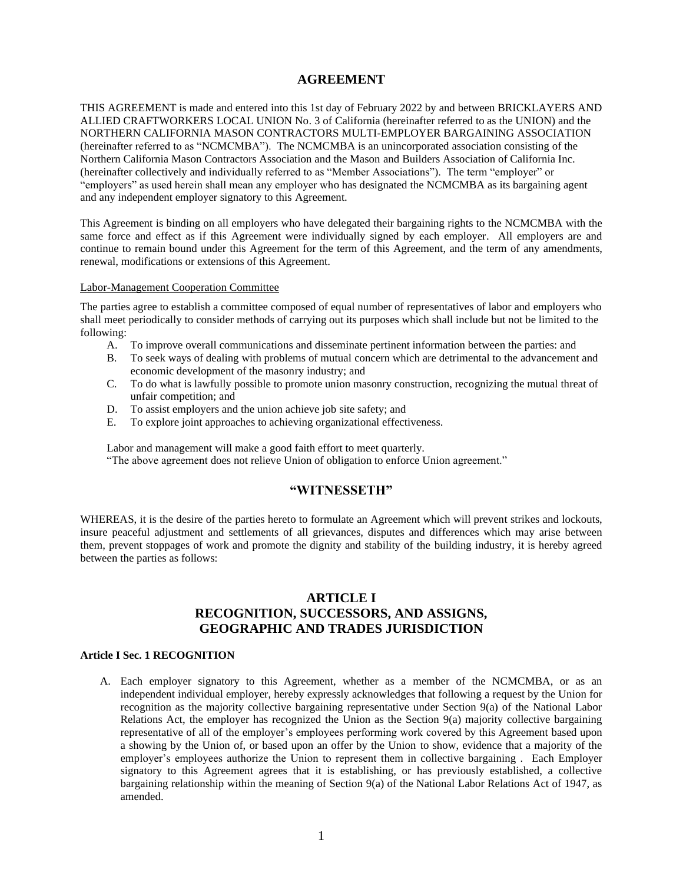# AGREEMENT

THIS AGREEMENT is made and entered into this 1st day of February 2022 by and between BRICKLAYERS AND ALLIED CRAFTWORKERS LOCAL UNION No. 3 of California (hereinafter referred to as the UNION) and the NORTHERN CALIFORNIA MASON CONTRACTORS MULTI-EMPLOYER BARGAINING ASSOCIATION (hereinafter referred to as "NCMCMBA"). The NCMCMBA is an unincorporated association consisting of the Northern California Mason Contractors Association and the Mason and Builders Association of California Inc. (hereinafter collectively and individually referred to as "Member Associations"). The term "employer" or "employers" as used herein shall mean any employer who has designated the NCMCMBA as its bargaining agent and any independent employer signatory to this Agreement.

This Agreement is binding on all employers who have delegated their bargaining rights to the NCMCMBA with the same force and effect as if this Agreement were individually signed by each employer. All employers are and continue to remain bound under this Agreement for the term of this Agreement, and the term of any amendments, renewal, modifications or extensions of this Agreement.

Labor-Management Cooperation Committee

The parties agree to establish a committee composed of equal number of representatives of labor and employers who shall meet periodically to consider methods of carrying out its purposes which shall include but not be limited to the following:

A. To improve overall communications and disseminate pertinent information between the parties: and
B. To seek ways of dealing with problems of mutual concern which are detrimental to the advancement and economic development of the masonry industry; and
C. To do what is lawfully possible to promote union masonry construction, recognizing the mutual threat of unfair competition; and
D. To assist employers and the union achieve job site safety; and
E. To explore joint approaches to achieving organizational effectiveness.

Labor and management will make a good faith effort to meet quarterly.
"The above agreement does not relieve Union of obligation to enforce Union agreement."

## "WITNESSETH"

WHEREAS, it is the desire of the parties hereto to formulate an Agreement which will prevent strikes and lockouts, insure peaceful adjustment and settlements of all grievances, disputes and differences which may arise between them, prevent stoppages of work and promote the dignity and stability of the building industry, it is hereby agreed between the parties as follows:

## ARTICLE I
## RECOGNITION, SUCCESSORS, AND ASSIGNS, GEOGRAPHIC AND TRADES JURISDICTION

**Article I Sec. 1 RECOGNITION**

A. Each employer signatory to this Agreement, whether as a member of the NCMCMBA, or as an independent individual employer, hereby expressly acknowledges that following a request by the Union for recognition as the majority collective bargaining representative under Section 9(a) of the National Labor Relations Act, the employer has recognized the Union as the Section 9(a) majority collective bargaining representative of all of the employer's employees performing work covered by this Agreement based upon a showing by the Union of, or based upon an offer by the Union to show, evidence that a majority of the employer's employees authorize the Union to represent them in collective bargaining . Each Employer signatory to this Agreement agrees that it is establishing, or has previously established, a collective bargaining relationship within the meaning of Section 9(a) of the National Labor Relations Act of 1947, as amended.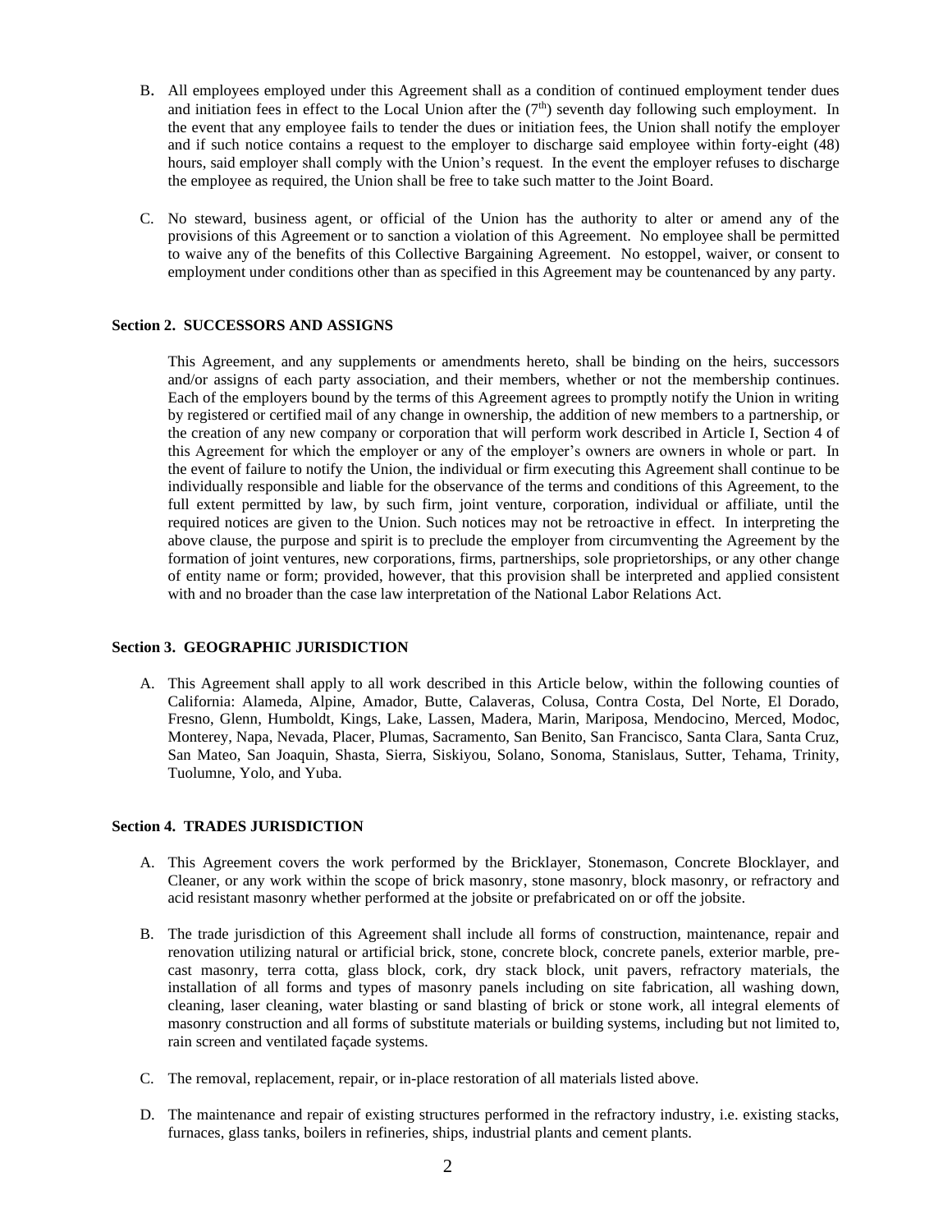B. All employees employed under this Agreement shall as a condition of continued employment tender dues and initiation fees in effect to the Local Union after the (7th) seventh day following such employment. In the event that any employee fails to tender the dues or initiation fees, the Union shall notify the employer and if such notice contains a request to the employer to discharge said employee within forty-eight (48) hours, said employer shall comply with the Union's request. In the event the employer refuses to discharge the employee as required, the Union shall be free to take such matter to the Joint Board.

C. No steward, business agent, or official of the Union has the authority to alter or amend any of the provisions of this Agreement or to sanction a violation of this Agreement. No employee shall be permitted to waive any of the benefits of this Collective Bargaining Agreement. No estoppel, waiver, or consent to employment under conditions other than as specified in this Agreement may be countenanced by any party.

#### Section 2. SUCCESSORS AND ASSIGNS

This Agreement, and any supplements or amendments hereto, shall be binding on the heirs, successors and/or assigns of each party association, and their members, whether or not the membership continues. Each of the employers bound by the terms of this Agreement agrees to promptly notify the Union in writing by registered or certified mail of any change in ownership, the addition of new members to a partnership, or the creation of any new company or corporation that will perform work described in Article I, Section 4 of this Agreement for which the employer or any of the employer's owners are owners in whole or part. In the event of failure to notify the Union, the individual or firm executing this Agreement shall continue to be individually responsible and liable for the observance of the terms and conditions of this Agreement, to the full extent permitted by law, by such firm, joint venture, corporation, individual or affiliate, until the required notices are given to the Union. Such notices may not be retroactive in effect. In interpreting the above clause, the purpose and spirit is to preclude the employer from circumventing the Agreement by the formation of joint ventures, new corporations, firms, partnerships, sole proprietorships, or any other change of entity name or form; provided, however, that this provision shall be interpreted and applied consistent with and no broader than the case law interpretation of the National Labor Relations Act.

#### Section 3. GEOGRAPHIC JURISDICTION

A. This Agreement shall apply to all work described in this Article below, within the following counties of California: Alameda, Alpine, Amador, Butte, Calaveras, Colusa, Contra Costa, Del Norte, El Dorado, Fresno, Glenn, Humboldt, Kings, Lake, Lassen, Madera, Marin, Mariposa, Mendocino, Merced, Modoc, Monterey, Napa, Nevada, Placer, Plumas, Sacramento, San Benito, San Francisco, Santa Clara, Santa Cruz, San Mateo, San Joaquin, Shasta, Sierra, Siskiyou, Solano, Sonoma, Stanislaus, Sutter, Tehama, Trinity, Tuolumne, Yolo, and Yuba.

#### Section 4. TRADES JURISDICTION

A. This Agreement covers the work performed by the Bricklayer, Stonemason, Concrete Blocklayer, and Cleaner, or any work within the scope of brick masonry, stone masonry, block masonry, or refractory and acid resistant masonry whether performed at the jobsite or prefabricated on or off the jobsite.

B. The trade jurisdiction of this Agreement shall include all forms of construction, maintenance, repair and renovation utilizing natural or artificial brick, stone, concrete block, concrete panels, exterior marble, pre-cast masonry, terra cotta, glass block, cork, dry stack block, unit pavers, refractory materials, the installation of all forms and types of masonry panels including on site fabrication, all washing down, cleaning, laser cleaning, water blasting or sand blasting of brick or stone work, all integral elements of masonry construction and all forms of substitute materials or building systems, including but not limited to, rain screen and ventilated façade systems.

C. The removal, replacement, repair, or in-place restoration of all materials listed above.

D. The maintenance and repair of existing structures performed in the refractory industry, i.e. existing stacks, furnaces, glass tanks, boilers in refineries, ships, industrial plants and cement plants.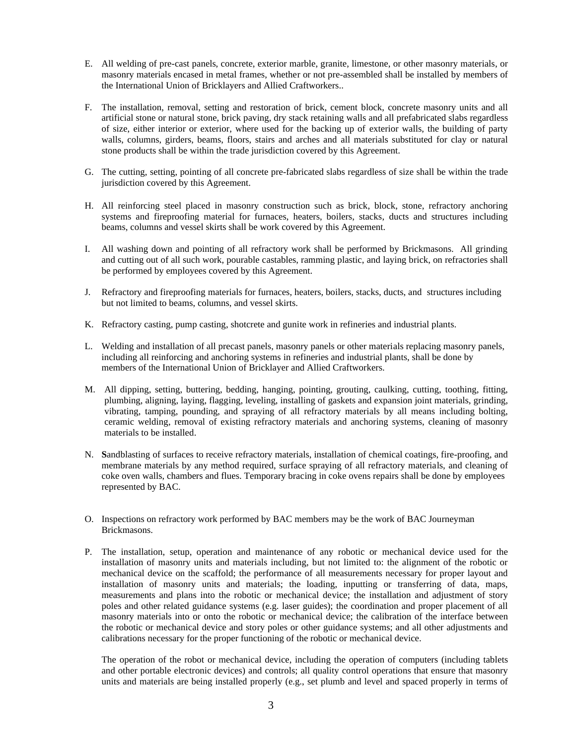E. All welding of pre-cast panels, concrete, exterior marble, granite, limestone, or other masonry materials, or masonry materials encased in metal frames, whether or not pre-assembled shall be installed by members of the International Union of Bricklayers and Allied Craftworkers..

F. The installation, removal, setting and restoration of brick, cement block, concrete masonry units and all artificial stone or natural stone, brick paving, dry stack retaining walls and all prefabricated slabs regardless of size, either interior or exterior, where used for the backing up of exterior walls, the building of party walls, columns, girders, beams, floors, stairs and arches and all materials substituted for clay or natural stone products shall be within the trade jurisdiction covered by this Agreement.

G. The cutting, setting, pointing of all concrete pre-fabricated slabs regardless of size shall be within the trade jurisdiction covered by this Agreement.

H. All reinforcing steel placed in masonry construction such as brick, block, stone, refractory anchoring systems and fireproofing material for furnaces, heaters, boilers, stacks, ducts and structures including beams, columns and vessel skirts shall be work covered by this Agreement.

I. All washing down and pointing of all refractory work shall be performed by Brickmasons. All grinding and cutting out of all such work, pourable castables, ramming plastic, and laying brick, on refractories shall be performed by employees covered by this Agreement.

J. Refractory and fireproofing materials for furnaces, heaters, boilers, stacks, ducts, and structures including but not limited to beams, columns, and vessel skirts.

K. Refractory casting, pump casting, shotcrete and gunite work in refineries and industrial plants.

L. Welding and installation of all precast panels, masonry panels or other materials replacing masonry panels, including all reinforcing and anchoring systems in refineries and industrial plants, shall be done by members of the International Union of Bricklayer and Allied Craftworkers.

M. All dipping, setting, buttering, bedding, hanging, pointing, grouting, caulking, cutting, toothing, fitting, plumbing, aligning, laying, flagging, leveling, installing of gaskets and expansion joint materials, grinding, vibrating, tamping, pounding, and spraying of all refractory materials by all means including bolting, ceramic welding, removal of existing refractory materials and anchoring systems, cleaning of masonry materials to be installed.

N. **S**andblasting of surfaces to receive refractory materials, installation of chemical coatings, fire-proofing, and membrane materials by any method required, surface spraying of all refractory materials, and cleaning of coke oven walls, chambers and flues. Temporary bracing in coke ovens repairs shall be done by employees represented by BAC.

O. Inspections on refractory work performed by BAC members may be the work of BAC Journeyman Brickmasons.

P. The installation, setup, operation and maintenance of any robotic or mechanical device used for the installation of masonry units and materials including, but not limited to: the alignment of the robotic or mechanical device on the scaffold; the performance of all measurements necessary for proper layout and installation of masonry units and materials; the loading, inputting or transferring of data, maps, measurements and plans into the robotic or mechanical device; the installation and adjustment of story poles and other related guidance systems (e.g. laser guides); the coordination and proper placement of all masonry materials into or onto the robotic or mechanical device; the calibration of the interface between the robotic or mechanical device and story poles or other guidance systems; and all other adjustments and calibrations necessary for the proper functioning of the robotic or mechanical device.

The operation of the robot or mechanical device, including the operation of computers (including tablets and other portable electronic devices) and controls; all quality control operations that ensure that masonry units and materials are being installed properly (e.g., set plumb and level and spaced properly in terms of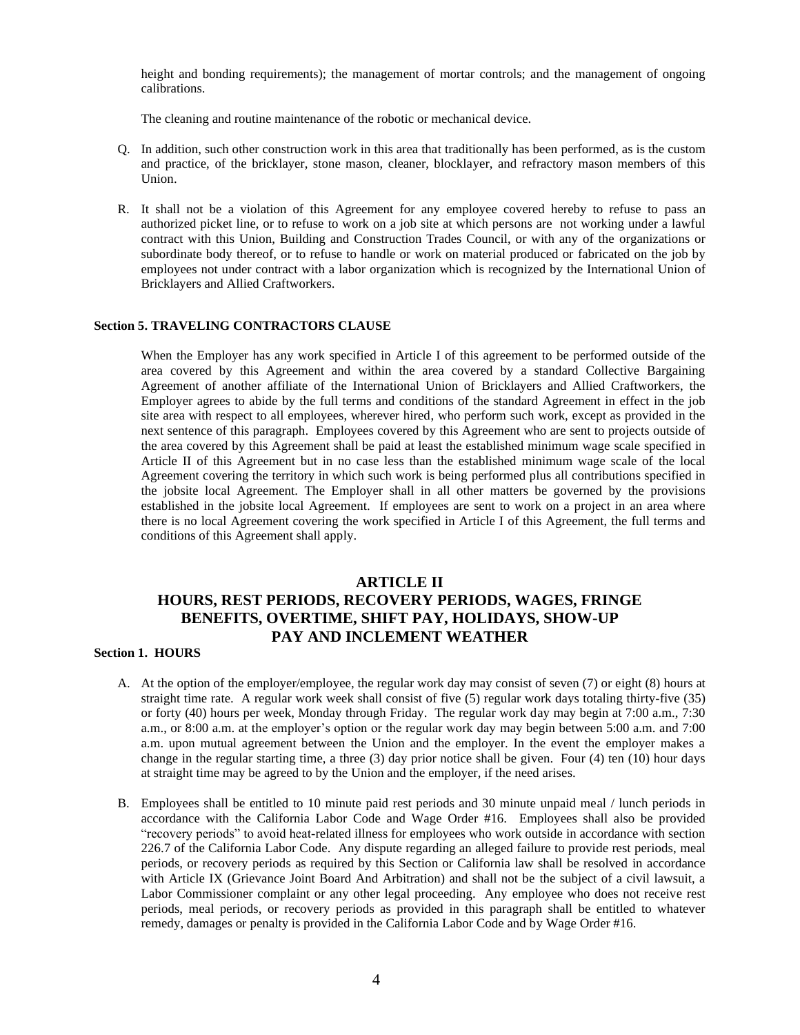height and bonding requirements); the management of mortar controls; and the management of ongoing calibrations.

The cleaning and routine maintenance of the robotic or mechanical device.

Q. In addition, such other construction work in this area that traditionally has been performed, as is the custom and practice, of the bricklayer, stone mason, cleaner, blocklayer, and refractory mason members of this Union.

R. It shall not be a violation of this Agreement for any employee covered hereby to refuse to pass an authorized picket line, or to refuse to work on a job site at which persons are not working under a lawful contract with this Union, Building and Construction Trades Council, or with any of the organizations or subordinate body thereof, or to refuse to handle or work on material produced or fabricated on the job by employees not under contract with a labor organization which is recognized by the International Union of Bricklayers and Allied Craftworkers.

**Section 5. TRAVELING CONTRACTORS CLAUSE**

When the Employer has any work specified in Article I of this agreement to be performed outside of the area covered by this Agreement and within the area covered by a standard Collective Bargaining Agreement of another affiliate of the International Union of Bricklayers and Allied Craftworkers, the Employer agrees to abide by the full terms and conditions of the standard Agreement in effect in the job site area with respect to all employees, wherever hired, who perform such work, except as provided in the next sentence of this paragraph. Employees covered by this Agreement who are sent to projects outside of the area covered by this Agreement shall be paid at least the established minimum wage scale specified in Article II of this Agreement but in no case less than the established minimum wage scale of the local Agreement covering the territory in which such work is being performed plus all contributions specified in the jobsite local Agreement. The Employer shall in all other matters be governed by the provisions established in the jobsite local Agreement. If employees are sent to work on a project in an area where there is no local Agreement covering the work specified in Article I of this Agreement, the full terms and conditions of this Agreement shall apply.

## ARTICLE II
## HOURS, REST PERIODS, RECOVERY PERIODS, WAGES, FRINGE BENEFITS, OVERTIME, SHIFT PAY, HOLIDAYS, SHOW-UP PAY AND INCLEMENT WEATHER

**Section 1. HOURS**

A. At the option of the employer/employee, the regular work day may consist of seven (7) or eight (8) hours at straight time rate. A regular work week shall consist of five (5) regular work days totaling thirty-five (35) or forty (40) hours per week, Monday through Friday. The regular work day may begin at 7:00 a.m., 7:30 a.m., or 8:00 a.m. at the employer's option or the regular work day may begin between 5:00 a.m. and 7:00 a.m. upon mutual agreement between the Union and the employer. In the event the employer makes a change in the regular starting time, a three (3) day prior notice shall be given. Four (4) ten (10) hour days at straight time may be agreed to by the Union and the employer, if the need arises.

B. Employees shall be entitled to 10 minute paid rest periods and 30 minute unpaid meal / lunch periods in accordance with the California Labor Code and Wage Order #16. Employees shall also be provided "recovery periods" to avoid heat-related illness for employees who work outside in accordance with section 226.7 of the California Labor Code. Any dispute regarding an alleged failure to provide rest periods, meal periods, or recovery periods as required by this Section or California law shall be resolved in accordance with Article IX (Grievance Joint Board And Arbitration) and shall not be the subject of a civil lawsuit, a Labor Commissioner complaint or any other legal proceeding. Any employee who does not receive rest periods, meal periods, or recovery periods as provided in this paragraph shall be entitled to whatever remedy, damages or penalty is provided in the California Labor Code and by Wage Order #16.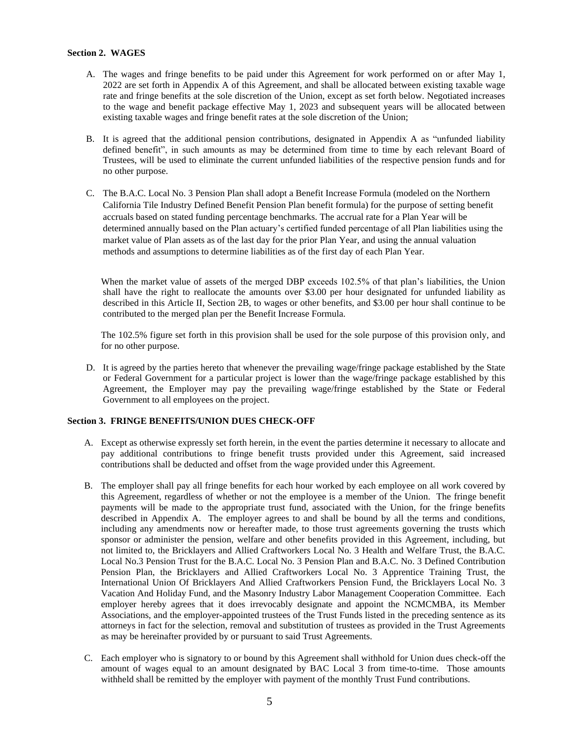**Section 2. WAGES**

A. The wages and fringe benefits to be paid under this Agreement for work performed on or after May 1, 2022 are set forth in Appendix A of this Agreement, and shall be allocated between existing taxable wage rate and fringe benefits at the sole discretion of the Union, except as set forth below. Negotiated increases to the wage and benefit package effective May 1, 2023 and subsequent years will be allocated between existing taxable wages and fringe benefit rates at the sole discretion of the Union;

B. It is agreed that the additional pension contributions, designated in Appendix A as "unfunded liability defined benefit", in such amounts as may be determined from time to time by each relevant Board of Trustees, will be used to eliminate the current unfunded liabilities of the respective pension funds and for no other purpose.

C. The B.A.C. Local No. 3 Pension Plan shall adopt a Benefit Increase Formula (modeled on the Northern California Tile Industry Defined Benefit Pension Plan benefit formula) for the purpose of setting benefit accruals based on stated funding percentage benchmarks. The accrual rate for a Plan Year will be determined annually based on the Plan actuary's certified funded percentage of all Plan liabilities using the market value of Plan assets as of the last day for the prior Plan Year, and using the annual valuation methods and assumptions to determine liabilities as of the first day of each Plan Year.

   When the market value of assets of the merged DBP exceeds 102.5% of that plan's liabilities, the Union shall have the right to reallocate the amounts over $3.00 per hour designated for unfunded liability as described in this Article II, Section 2B, to wages or other benefits, and $3.00 per hour shall continue to be contributed to the merged plan per the Benefit Increase Formula.

   The 102.5% figure set forth in this provision shall be used for the sole purpose of this provision only, and for no other purpose.

D. It is agreed by the parties hereto that whenever the prevailing wage/fringe package established by the State or Federal Government for a particular project is lower than the wage/fringe package established by this Agreement, the Employer may pay the prevailing wage/fringe established by the State or Federal Government to all employees on the project.

**Section 3. FRINGE BENEFITS/UNION DUES CHECK-OFF**

A. Except as otherwise expressly set forth herein, in the event the parties determine it necessary to allocate and pay additional contributions to fringe benefit trusts provided under this Agreement, said increased contributions shall be deducted and offset from the wage provided under this Agreement.

B. The employer shall pay all fringe benefits for each hour worked by each employee on all work covered by this Agreement, regardless of whether or not the employee is a member of the Union. The fringe benefit payments will be made to the appropriate trust fund, associated with the Union, for the fringe benefits described in Appendix A. The employer agrees to and shall be bound by all the terms and conditions, including any amendments now or hereafter made, to those trust agreements governing the trusts which sponsor or administer the pension, welfare and other benefits provided in this Agreement, including, but not limited to, the Bricklayers and Allied Craftworkers Local No. 3 Health and Welfare Trust, the B.A.C. Local No.3 Pension Trust for the B.A.C. Local No. 3 Pension Plan and B.A.C. No. 3 Defined Contribution Pension Plan, the Bricklayers and Allied Craftworkers Local No. 3 Apprentice Training Trust, the International Union Of Bricklayers And Allied Craftworkers Pension Fund, the Bricklayers Local No. 3 Vacation And Holiday Fund, and the Masonry Industry Labor Management Cooperation Committee. Each employer hereby agrees that it does irrevocably designate and appoint the NCMCMBA, its Member Associations, and the employer-appointed trustees of the Trust Funds listed in the preceding sentence as its attorneys in fact for the selection, removal and substitution of trustees as provided in the Trust Agreements as may be hereinafter provided by or pursuant to said Trust Agreements.

C. Each employer who is signatory to or bound by this Agreement shall withhold for Union dues check-off the amount of wages equal to an amount designated by BAC Local 3 from time-to-time. Those amounts withheld shall be remitted by the employer with payment of the monthly Trust Fund contributions.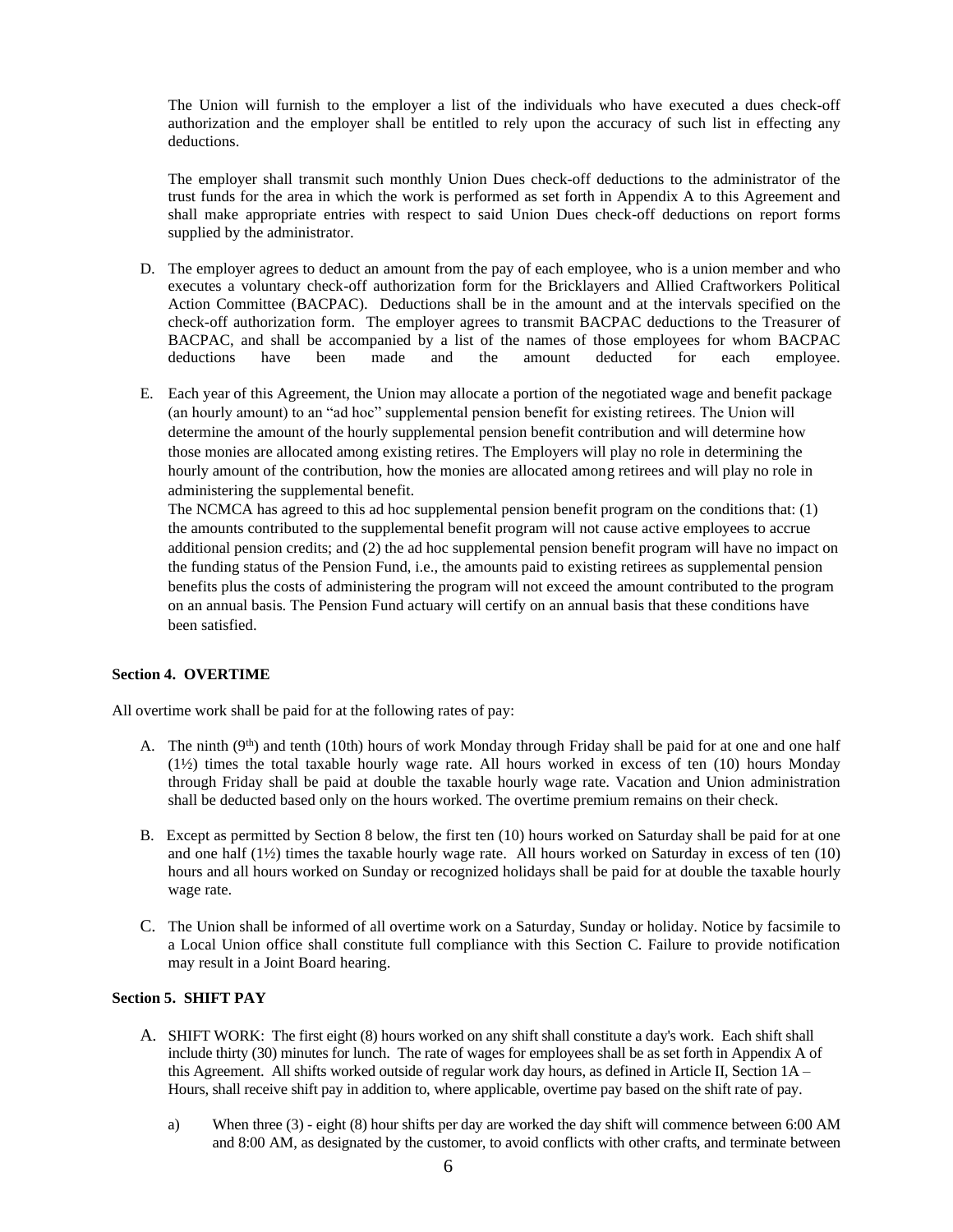The Union will furnish to the employer a list of the individuals who have executed a dues check-off authorization and the employer shall be entitled to rely upon the accuracy of such list in effecting any deductions.

The employer shall transmit such monthly Union Dues check-off deductions to the administrator of the trust funds for the area in which the work is performed as set forth in Appendix A to this Agreement and shall make appropriate entries with respect to said Union Dues check-off deductions on report forms supplied by the administrator.

D. The employer agrees to deduct an amount from the pay of each employee, who is a union member and who executes a voluntary check-off authorization form for the Bricklayers and Allied Craftworkers Political Action Committee (BACPAC). Deductions shall be in the amount and at the intervals specified on the check-off authorization form. The employer agrees to transmit BACPAC deductions to the Treasurer of BACPAC, and shall be accompanied by a list of the names of those employees for whom BACPAC deductions have been made and the amount deducted for each employee.

E. Each year of this Agreement, the Union may allocate a portion of the negotiated wage and benefit package (an hourly amount) to an "ad hoc" supplemental pension benefit for existing retirees. The Union will determine the amount of the hourly supplemental pension benefit contribution and will determine how those monies are allocated among existing retires. The Employers will play no role in determining the hourly amount of the contribution, how the monies are allocated among retirees and will play no role in administering the supplemental benefit.
The NCMCA has agreed to this ad hoc supplemental pension benefit program on the conditions that: (1) the amounts contributed to the supplemental benefit program will not cause active employees to accrue additional pension credits; and (2) the ad hoc supplemental pension benefit program will have no impact on the funding status of the Pension Fund, i.e., the amounts paid to existing retirees as supplemental pension benefits plus the costs of administering the program will not exceed the amount contributed to the program on an annual basis. The Pension Fund actuary will certify on an annual basis that these conditions have been satisfied.

**Section 4. OVERTIME**

All overtime work shall be paid for at the following rates of pay:

A. The ninth (9th) and tenth (10th) hours of work Monday through Friday shall be paid for at one and one half (1½) times the total taxable hourly wage rate. All hours worked in excess of ten (10) hours Monday through Friday shall be paid at double the taxable hourly wage rate. Vacation and Union administration shall be deducted based only on the hours worked. The overtime premium remains on their check.

B. Except as permitted by Section 8 below, the first ten (10) hours worked on Saturday shall be paid for at one and one half (1½) times the taxable hourly wage rate. All hours worked on Saturday in excess of ten (10) hours and all hours worked on Sunday or recognized holidays shall be paid for at double the taxable hourly wage rate.

C. The Union shall be informed of all overtime work on a Saturday, Sunday or holiday. Notice by facsimile to a Local Union office shall constitute full compliance with this Section C. Failure to provide notification may result in a Joint Board hearing.

**Section 5. SHIFT PAY**

A. SHIFT WORK: The first eight (8) hours worked on any shift shall constitute a day's work. Each shift shall include thirty (30) minutes for lunch. The rate of wages for employees shall be as set forth in Appendix A of this Agreement. All shifts worked outside of regular work day hours, as defined in Article II, Section 1A – Hours, shall receive shift pay in addition to, where applicable, overtime pay based on the shift rate of pay.

  a) When three (3) - eight (8) hour shifts per day are worked the day shift will commence between 6:00 AM and 8:00 AM, as designated by the customer, to avoid conflicts with other crafts, and terminate between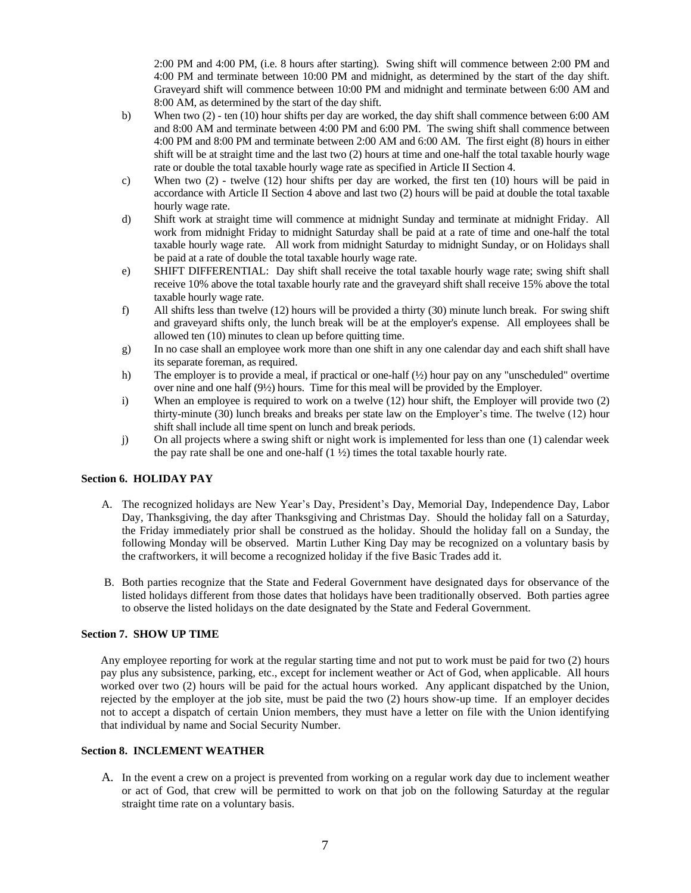2:00 PM and 4:00 PM, (i.e. 8 hours after starting). Swing shift will commence between 2:00 PM and 4:00 PM and terminate between 10:00 PM and midnight, as determined by the start of the day shift. Graveyard shift will commence between 10:00 PM and midnight and terminate between 6:00 AM and 8:00 AM, as determined by the start of the day shift.

b) When two (2) - ten (10) hour shifts per day are worked, the day shift shall commence between 6:00 AM and 8:00 AM and terminate between 4:00 PM and 6:00 PM. The swing shift shall commence between 4:00 PM and 8:00 PM and terminate between 2:00 AM and 6:00 AM. The first eight (8) hours in either shift will be at straight time and the last two (2) hours at time and one-half the total taxable hourly wage rate or double the total taxable hourly wage rate as specified in Article II Section 4.

c) When two (2) - twelve (12) hour shifts per day are worked, the first ten (10) hours will be paid in accordance with Article II Section 4 above and last two (2) hours will be paid at double the total taxable hourly wage rate.

d) Shift work at straight time will commence at midnight Sunday and terminate at midnight Friday. All work from midnight Friday to midnight Saturday shall be paid at a rate of time and one-half the total taxable hourly wage rate. All work from midnight Saturday to midnight Sunday, or on Holidays shall be paid at a rate of double the total taxable hourly wage rate.

e) SHIFT DIFFERENTIAL: Day shift shall receive the total taxable hourly wage rate; swing shift shall receive 10% above the total taxable hourly rate and the graveyard shift shall receive 15% above the total taxable hourly wage rate.

f) All shifts less than twelve (12) hours will be provided a thirty (30) minute lunch break. For swing shift and graveyard shifts only, the lunch break will be at the employer's expense. All employees shall be allowed ten (10) minutes to clean up before quitting time.

g) In no case shall an employee work more than one shift in any one calendar day and each shift shall have its separate foreman, as required.

h) The employer is to provide a meal, if practical or one-half (½) hour pay on any "unscheduled" overtime over nine and one half (9½) hours. Time for this meal will be provided by the Employer.

i) When an employee is required to work on a twelve (12) hour shift, the Employer will provide two (2) thirty-minute (30) lunch breaks and breaks per state law on the Employer's time. The twelve (12) hour shift shall include all time spent on lunch and break periods.

j) On all projects where a swing shift or night work is implemented for less than one (1) calendar week the pay rate shall be one and one-half (1 ½) times the total taxable hourly rate.

**Section 6. HOLIDAY PAY**

A. The recognized holidays are New Year's Day, President's Day, Memorial Day, Independence Day, Labor Day, Thanksgiving, the day after Thanksgiving and Christmas Day. Should the holiday fall on a Saturday, the Friday immediately prior shall be construed as the holiday. Should the holiday fall on a Sunday, the following Monday will be observed. Martin Luther King Day may be recognized on a voluntary basis by the craftworkers, it will become a recognized holiday if the five Basic Trades add it.

B. Both parties recognize that the State and Federal Government have designated days for observance of the listed holidays different from those dates that holidays have been traditionally observed. Both parties agree to observe the listed holidays on the date designated by the State and Federal Government.

**Section 7. SHOW UP TIME**

Any employee reporting for work at the regular starting time and not put to work must be paid for two (2) hours pay plus any subsistence, parking, etc., except for inclement weather or Act of God, when applicable. All hours worked over two (2) hours will be paid for the actual hours worked. Any applicant dispatched by the Union, rejected by the employer at the job site, must be paid the two (2) hours show-up time. If an employer decides not to accept a dispatch of certain Union members, they must have a letter on file with the Union identifying that individual by name and Social Security Number.

**Section 8. INCLEMENT WEATHER**

A. In the event a crew on a project is prevented from working on a regular work day due to inclement weather or act of God, that crew will be permitted to work on that job on the following Saturday at the regular straight time rate on a voluntary basis.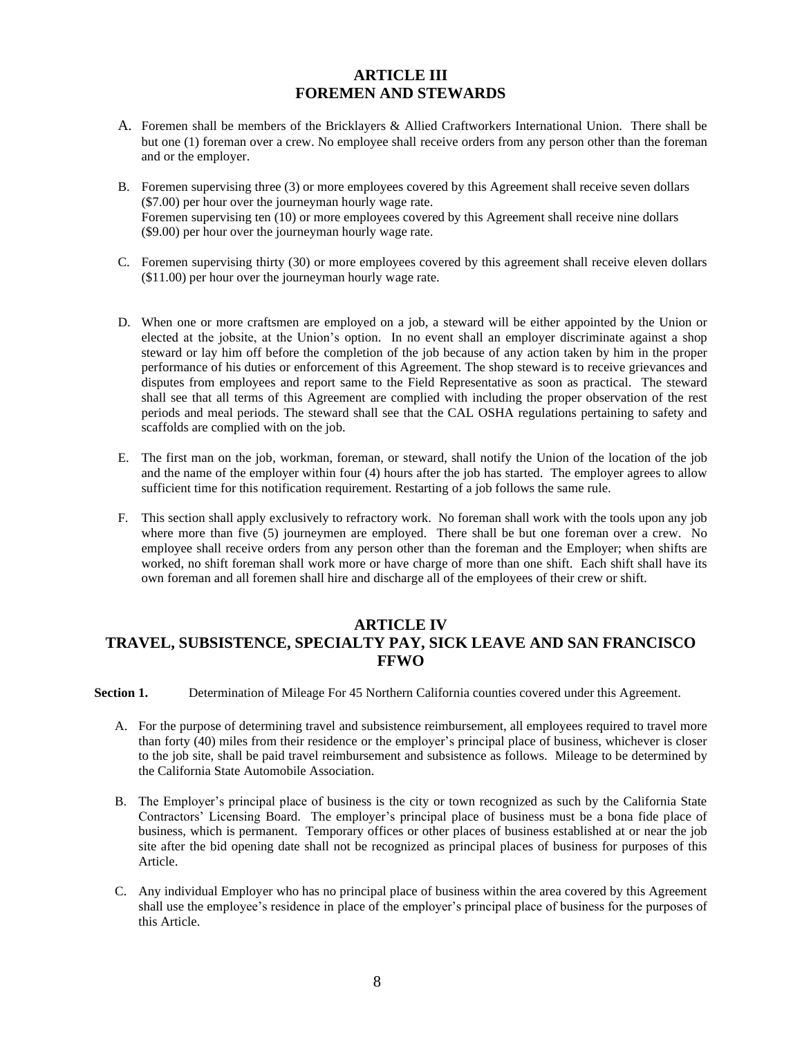## ARTICLE III
## FOREMEN AND STEWARDS

A. Foremen shall be members of the Bricklayers & Allied Craftworkers International Union. There shall be but one (1) foreman over a crew. No employee shall receive orders from any person other than the foreman and or the employer.

B. Foremen supervising three (3) or more employees covered by this Agreement shall receive seven dollars ($7.00) per hour over the journeyman hourly wage rate.
Foremen supervising ten (10) or more employees covered by this Agreement shall receive nine dollars ($9.00) per hour over the journeyman hourly wage rate.

C. Foremen supervising thirty (30) or more employees covered by this agreement shall receive eleven dollars ($11.00) per hour over the journeyman hourly wage rate.

D. When one or more craftsmen are employed on a job, a steward will be either appointed by the Union or elected at the jobsite, at the Union's option. In no event shall an employer discriminate against a shop steward or lay him off before the completion of the job because of any action taken by him in the proper performance of his duties or enforcement of this Agreement. The shop steward is to receive grievances and disputes from employees and report same to the Field Representative as soon as practical. The steward shall see that all terms of this Agreement are complied with including the proper observation of the rest periods and meal periods. The steward shall see that the CAL OSHA regulations pertaining to safety and scaffolds are complied with on the job.

E. The first man on the job, workman, foreman, or steward, shall notify the Union of the location of the job and the name of the employer within four (4) hours after the job has started. The employer agrees to allow sufficient time for this notification requirement. Restarting of a job follows the same rule.

F. This section shall apply exclusively to refractory work. No foreman shall work with the tools upon any job where more than five (5) journeymen are employed. There shall be but one foreman over a crew. No employee shall receive orders from any person other than the foreman and the Employer; when shifts are worked, no shift foreman shall work more or have charge of more than one shift. Each shift shall have its own foreman and all foremen shall hire and discharge all of the employees of their crew or shift.

## ARTICLE IV
## TRAVEL, SUBSISTENCE, SPECIALTY PAY, SICK LEAVE AND SAN FRANCISCO FFWO

**Section 1.** Determination of Mileage For 45 Northern California counties covered under this Agreement.

A. For the purpose of determining travel and subsistence reimbursement, all employees required to travel more than forty (40) miles from their residence or the employer's principal place of business, whichever is closer to the job site, shall be paid travel reimbursement and subsistence as follows. Mileage to be determined by the California State Automobile Association.

B. The Employer's principal place of business is the city or town recognized as such by the California State Contractors' Licensing Board. The employer's principal place of business must be a bona fide place of business, which is permanent. Temporary offices or other places of business established at or near the job site after the bid opening date shall not be recognized as principal places of business for purposes of this Article.

C. Any individual Employer who has no principal place of business within the area covered by this Agreement shall use the employee's residence in place of the employer's principal place of business for the purposes of this Article.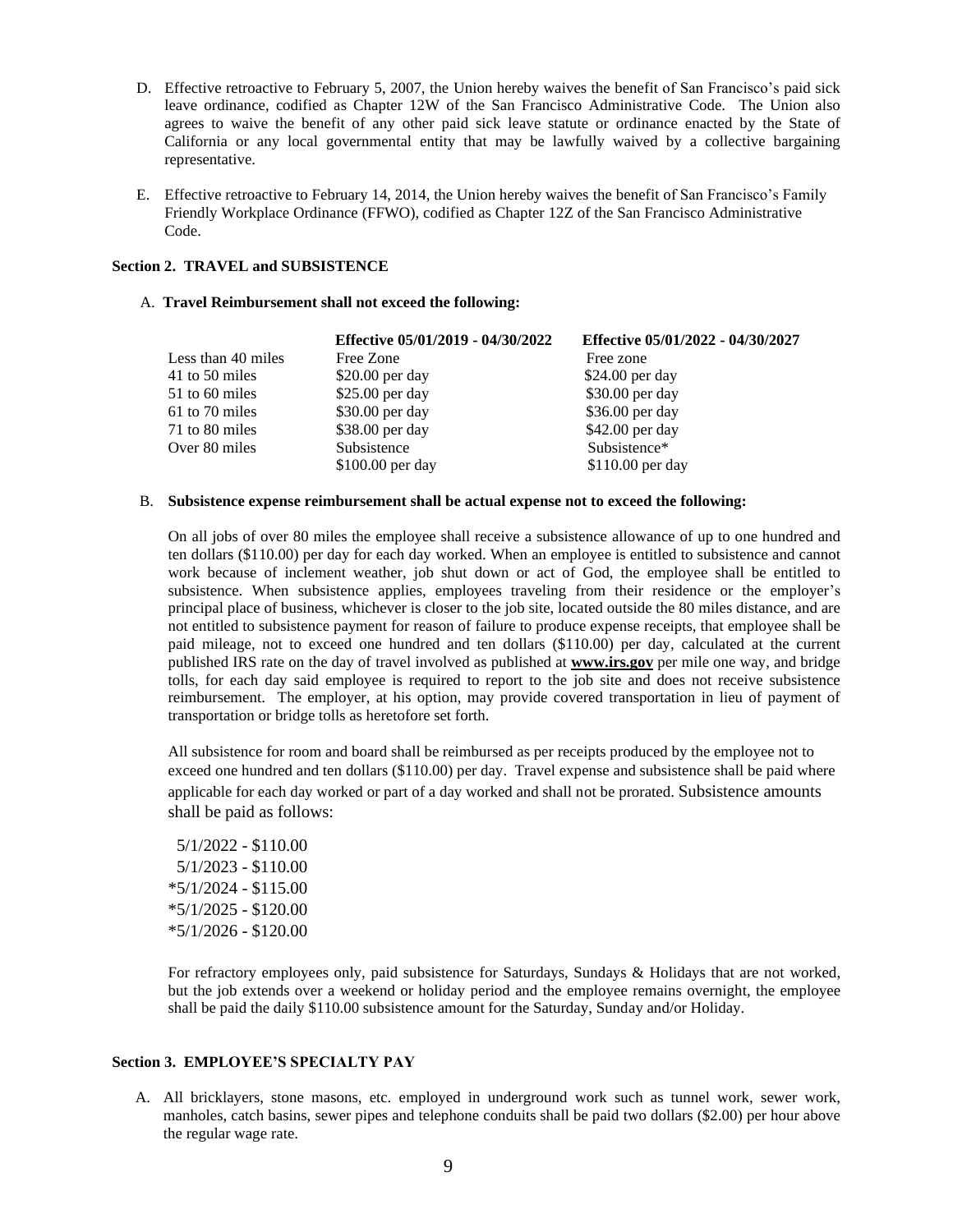D. Effective retroactive to February 5, 2007, the Union hereby waives the benefit of San Francisco's paid sick leave ordinance, codified as Chapter 12W of the San Francisco Administrative Code. The Union also agrees to waive the benefit of any other paid sick leave statute or ordinance enacted by the State of California or any local governmental entity that may be lawfully waived by a collective bargaining representative.

E. Effective retroactive to February 14, 2014, the Union hereby waives the benefit of San Francisco's Family Friendly Workplace Ordinance (FFWO), codified as Chapter 12Z of the San Francisco Administrative Code.

### Section 2. TRAVEL and SUBSISTENCE

A. **Travel Reimbursement shall not exceed the following:**

| | **Effective 05/01/2019 - 04/30/2022** | **Effective 05/01/2022 - 04/30/2027** |
|---|---|---|
| Less than 40 miles | Free Zone | Free zone |
| 41 to 50 miles | $20.00 per day | $24.00 per day |
| 51 to 60 miles | $25.00 per day | $30.00 per day |
| 61 to 70 miles | $30.00 per day | $36.00 per day |
| 71 to 80 miles | $38.00 per day | $42.00 per day |
| Over 80 miles | Subsistence $100.00 per day | Subsistence* $110.00 per day |

B. **Subsistence expense reimbursement shall be actual expense not to exceed the following:**

On all jobs of over 80 miles the employee shall receive a subsistence allowance of up to one hundred and ten dollars ($110.00) per day for each day worked. When an employee is entitled to subsistence and cannot work because of inclement weather, job shut down or act of God, the employee shall be entitled to subsistence. When subsistence applies, employees traveling from their residence or the employer's principal place of business, whichever is closer to the job site, located outside the 80 miles distance, and are not entitled to subsistence payment for reason of failure to produce expense receipts, that employee shall be paid mileage, not to exceed one hundred and ten dollars ($110.00) per day, calculated at the current published IRS rate on the day of travel involved as published at **www.irs.gov** per mile one way, and bridge tolls, for each day said employee is required to report to the job site and does not receive subsistence reimbursement. The employer, at his option, may provide covered transportation in lieu of payment of transportation or bridge tolls as heretofore set forth.

All subsistence for room and board shall be reimbursed as per receipts produced by the employee not to exceed one hundred and ten dollars ($110.00) per day. Travel expense and subsistence shall be paid where applicable for each day worked or part of a day worked and shall not be prorated. Subsistence amounts shall be paid as follows:

5/1/2022 - $110.00
5/1/2023 - $110.00
*5/1/2024 - $115.00
*5/1/2025 - $120.00
*5/1/2026 - $120.00

For refractory employees only, paid subsistence for Saturdays, Sundays & Holidays that are not worked, but the job extends over a weekend or holiday period and the employee remains overnight, the employee shall be paid the daily $110.00 subsistence amount for the Saturday, Sunday and/or Holiday.

### Section 3. EMPLOYEE'S SPECIALTY PAY

A. All bricklayers, stone masons, etc. employed in underground work such as tunnel work, sewer work, manholes, catch basins, sewer pipes and telephone conduits shall be paid two dollars ($2.00) per hour above the regular wage rate.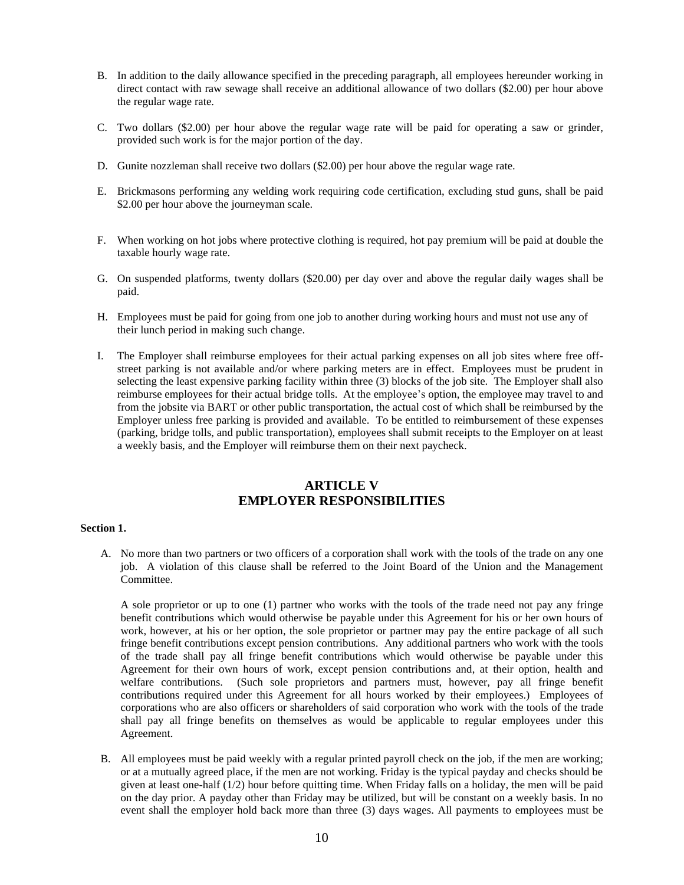B. In addition to the daily allowance specified in the preceding paragraph, all employees hereunder working in direct contact with raw sewage shall receive an additional allowance of two dollars ($2.00) per hour above the regular wage rate.

C. Two dollars ($2.00) per hour above the regular wage rate will be paid for operating a saw or grinder, provided such work is for the major portion of the day.

D. Gunite nozzleman shall receive two dollars ($2.00) per hour above the regular wage rate.

E. Brickmasons performing any welding work requiring code certification, excluding stud guns, shall be paid $2.00 per hour above the journeyman scale.

F. When working on hot jobs where protective clothing is required, hot pay premium will be paid at double the taxable hourly wage rate.

G. On suspended platforms, twenty dollars ($20.00) per day over and above the regular daily wages shall be paid.

H. Employees must be paid for going from one job to another during working hours and must not use any of their lunch period in making such change.

I. The Employer shall reimburse employees for their actual parking expenses on all job sites where free off-street parking is not available and/or where parking meters are in effect. Employees must be prudent in selecting the least expensive parking facility within three (3) blocks of the job site. The Employer shall also reimburse employees for their actual bridge tolls. At the employee's option, the employee may travel to and from the jobsite via BART or other public transportation, the actual cost of which shall be reimbursed by the Employer unless free parking is provided and available. To be entitled to reimbursement of these expenses (parking, bridge tolls, and public transportation), employees shall submit receipts to the Employer on at least a weekly basis, and the Employer will reimburse them on their next paycheck.

## ARTICLE V
## EMPLOYER RESPONSIBILITIES

**Section 1.**

A. No more than two partners or two officers of a corporation shall work with the tools of the trade on any one job. A violation of this clause shall be referred to the Joint Board of the Union and the Management Committee.

A sole proprietor or up to one (1) partner who works with the tools of the trade need not pay any fringe benefit contributions which would otherwise be payable under this Agreement for his or her own hours of work, however, at his or her option, the sole proprietor or partner may pay the entire package of all such fringe benefit contributions except pension contributions. Any additional partners who work with the tools of the trade shall pay all fringe benefit contributions which would otherwise be payable under this Agreement for their own hours of work, except pension contributions and, at their option, health and welfare contributions. (Such sole proprietors and partners must, however, pay all fringe benefit contributions required under this Agreement for all hours worked by their employees.) Employees of corporations who are also officers or shareholders of said corporation who work with the tools of the trade shall pay all fringe benefits on themselves as would be applicable to regular employees under this Agreement.

B. All employees must be paid weekly with a regular printed payroll check on the job, if the men are working; or at a mutually agreed place, if the men are not working. Friday is the typical payday and checks should be given at least one-half (1/2) hour before quitting time. When Friday falls on a holiday, the men will be paid on the day prior. A payday other than Friday may be utilized, but will be constant on a weekly basis. In no event shall the employer hold back more than three (3) days wages. All payments to employees must be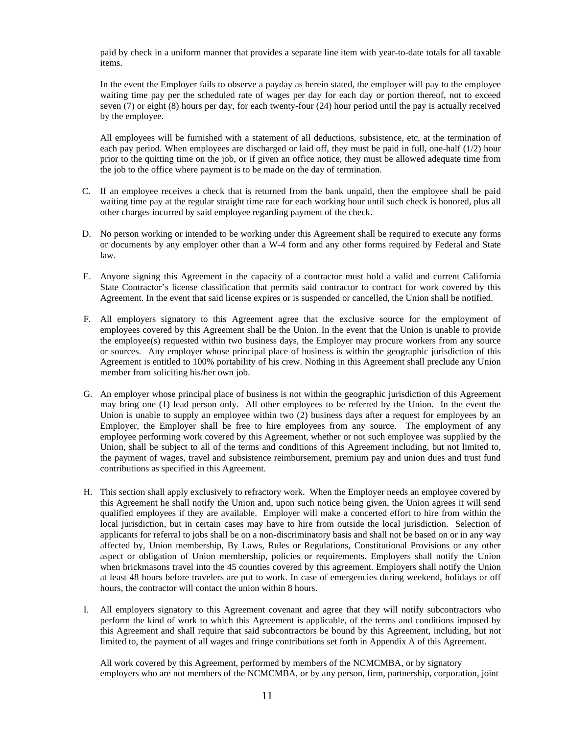paid by check in a uniform manner that provides a separate line item with year-to-date totals for all taxable items.

In the event the Employer fails to observe a payday as herein stated, the employer will pay to the employee waiting time pay per the scheduled rate of wages per day for each day or portion thereof, not to exceed seven (7) or eight (8) hours per day, for each twenty-four (24) hour period until the pay is actually received by the employee.

All employees will be furnished with a statement of all deductions, subsistence, etc, at the termination of each pay period. When employees are discharged or laid off, they must be paid in full, one-half (1/2) hour prior to the quitting time on the job, or if given an office notice, they must be allowed adequate time from the job to the office where payment is to be made on the day of termination.

C. If an employee receives a check that is returned from the bank unpaid, then the employee shall be paid waiting time pay at the regular straight time rate for each working hour until such check is honored, plus all other charges incurred by said employee regarding payment of the check.

D. No person working or intended to be working under this Agreement shall be required to execute any forms or documents by any employer other than a W-4 form and any other forms required by Federal and State law.

E. Anyone signing this Agreement in the capacity of a contractor must hold a valid and current California State Contractor's license classification that permits said contractor to contract for work covered by this Agreement. In the event that said license expires or is suspended or cancelled, the Union shall be notified.

F. All employers signatory to this Agreement agree that the exclusive source for the employment of employees covered by this Agreement shall be the Union. In the event that the Union is unable to provide the employee(s) requested within two business days, the Employer may procure workers from any source or sources. Any employer whose principal place of business is within the geographic jurisdiction of this Agreement is entitled to 100% portability of his crew. Nothing in this Agreement shall preclude any Union member from soliciting his/her own job.

G. An employer whose principal place of business is not within the geographic jurisdiction of this Agreement may bring one (1) lead person only. All other employees to be referred by the Union. In the event the Union is unable to supply an employee within two (2) business days after a request for employees by an Employer, the Employer shall be free to hire employees from any source. The employment of any employee performing work covered by this Agreement, whether or not such employee was supplied by the Union, shall be subject to all of the terms and conditions of this Agreement including, but not limited to, the payment of wages, travel and subsistence reimbursement, premium pay and union dues and trust fund contributions as specified in this Agreement.

H. This section shall apply exclusively to refractory work. When the Employer needs an employee covered by this Agreement he shall notify the Union and, upon such notice being given, the Union agrees it will send qualified employees if they are available. Employer will make a concerted effort to hire from within the local jurisdiction, but in certain cases may have to hire from outside the local jurisdiction. Selection of applicants for referral to jobs shall be on a non-discriminatory basis and shall not be based on or in any way affected by, Union membership, By Laws, Rules or Regulations, Constitutional Provisions or any other aspect or obligation of Union membership, policies or requirements. Employers shall notify the Union when brickmasons travel into the 45 counties covered by this agreement. Employers shall notify the Union at least 48 hours before travelers are put to work. In case of emergencies during weekend, holidays or off hours, the contractor will contact the union within 8 hours.

I. All employers signatory to this Agreement covenant and agree that they will notify subcontractors who perform the kind of work to which this Agreement is applicable, of the terms and conditions imposed by this Agreement and shall require that said subcontractors be bound by this Agreement, including, but not limited to, the payment of all wages and fringe contributions set forth in Appendix A of this Agreement.

All work covered by this Agreement, performed by members of the NCMCMBA, or by signatory employers who are not members of the NCMCMBA, or by any person, firm, partnership, corporation, joint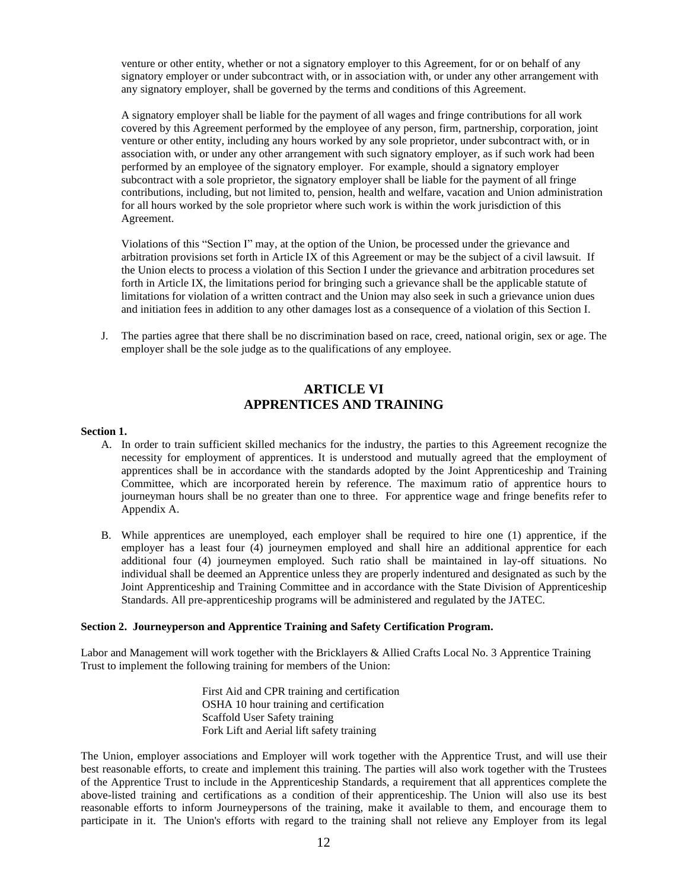venture or other entity, whether or not a signatory employer to this Agreement, for or on behalf of any signatory employer or under subcontract with, or in association with, or under any other arrangement with any signatory employer, shall be governed by the terms and conditions of this Agreement.

A signatory employer shall be liable for the payment of all wages and fringe contributions for all work covered by this Agreement performed by the employee of any person, firm, partnership, corporation, joint venture or other entity, including any hours worked by any sole proprietor, under subcontract with, or in association with, or under any other arrangement with such signatory employer, as if such work had been performed by an employee of the signatory employer. For example, should a signatory employer subcontract with a sole proprietor, the signatory employer shall be liable for the payment of all fringe contributions, including, but not limited to, pension, health and welfare, vacation and Union administration for all hours worked by the sole proprietor where such work is within the work jurisdiction of this Agreement.

Violations of this "Section I" may, at the option of the Union, be processed under the grievance and arbitration provisions set forth in Article IX of this Agreement or may be the subject of a civil lawsuit. If the Union elects to process a violation of this Section I under the grievance and arbitration procedures set forth in Article IX, the limitations period for bringing such a grievance shall be the applicable statute of limitations for violation of a written contract and the Union may also seek in such a grievance union dues and initiation fees in addition to any other damages lost as a consequence of a violation of this Section I.

J. The parties agree that there shall be no discrimination based on race, creed, national origin, sex or age. The employer shall be the sole judge as to the qualifications of any employee.

## ARTICLE VI
## APPRENTICES AND TRAINING

**Section 1.**

A. In order to train sufficient skilled mechanics for the industry, the parties to this Agreement recognize the necessity for employment of apprentices. It is understood and mutually agreed that the employment of apprentices shall be in accordance with the standards adopted by the Joint Apprenticeship and Training Committee, which are incorporated herein by reference. The maximum ratio of apprentice hours to journeyman hours shall be no greater than one to three. For apprentice wage and fringe benefits refer to Appendix A.

B. While apprentices are unemployed, each employer shall be required to hire one (1) apprentice, if the employer has a least four (4) journeymen employed and shall hire an additional apprentice for each additional four (4) journeymen employed. Such ratio shall be maintained in lay-off situations. No individual shall be deemed an Apprentice unless they are properly indentured and designated as such by the Joint Apprenticeship and Training Committee and in accordance with the State Division of Apprenticeship Standards. All pre-apprenticeship programs will be administered and regulated by the JATEC.

**Section 2. Journeyperson and Apprentice Training and Safety Certification Program.**

Labor and Management will work together with the Bricklayers & Allied Crafts Local No. 3 Apprentice Training Trust to implement the following training for members of the Union:

First Aid and CPR training and certification
OSHA 10 hour training and certification
Scaffold User Safety training
Fork Lift and Aerial lift safety training

The Union, employer associations and Employer will work together with the Apprentice Trust, and will use their best reasonable efforts, to create and implement this training. The parties will also work together with the Trustees of the Apprentice Trust to include in the Apprenticeship Standards, a requirement that all apprentices complete the above-listed training and certifications as a condition of their apprenticeship. The Union will also use its best reasonable efforts to inform Journeypersons of the training, make it available to them, and encourage them to participate in it. The Union's efforts with regard to the training shall not relieve any Employer from its legal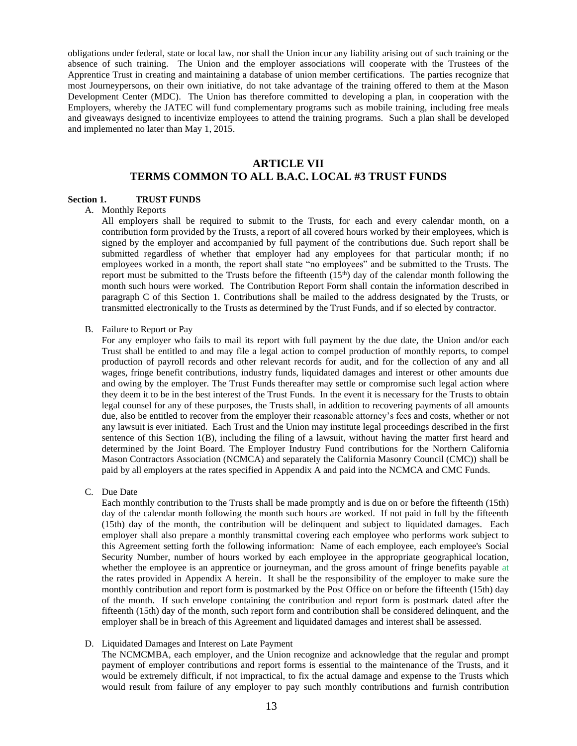obligations under federal, state or local law, nor shall the Union incur any liability arising out of such training or the absence of such training. The Union and the employer associations will cooperate with the Trustees of the Apprentice Trust in creating and maintaining a database of union member certifications. The parties recognize that most Journeypersons, on their own initiative, do not take advantage of the training offered to them at the Mason Development Center (MDC). The Union has therefore committed to developing a plan, in cooperation with the Employers, whereby the JATEC will fund complementary programs such as mobile training, including free meals and giveaways designed to incentivize employees to attend the training programs. Such a plan shall be developed and implemented no later than May 1, 2015.

## ARTICLE VII
## TERMS COMMON TO ALL B.A.C. LOCAL #3 TRUST FUNDS

**Section 1. TRUST FUNDS**

A. Monthly Reports

All employers shall be required to submit to the Trusts, for each and every calendar month, on a contribution form provided by the Trusts, a report of all covered hours worked by their employees, which is signed by the employer and accompanied by full payment of the contributions due. Such report shall be submitted regardless of whether that employer had any employees for that particular month; if no employees worked in a month, the report shall state "no employees" and be submitted to the Trusts. The report must be submitted to the Trusts before the fifteenth (15th) day of the calendar month following the month such hours were worked. The Contribution Report Form shall contain the information described in paragraph C of this Section 1. Contributions shall be mailed to the address designated by the Trusts, or transmitted electronically to the Trusts as determined by the Trust Funds, and if so elected by contractor.

B. Failure to Report or Pay

For any employer who fails to mail its report with full payment by the due date, the Union and/or each Trust shall be entitled to and may file a legal action to compel production of monthly reports, to compel production of payroll records and other relevant records for audit, and for the collection of any and all wages, fringe benefit contributions, industry funds, liquidated damages and interest or other amounts due and owing by the employer. The Trust Funds thereafter may settle or compromise such legal action where they deem it to be in the best interest of the Trust Funds. In the event it is necessary for the Trusts to obtain legal counsel for any of these purposes, the Trusts shall, in addition to recovering payments of all amounts due, also be entitled to recover from the employer their reasonable attorney's fees and costs, whether or not any lawsuit is ever initiated. Each Trust and the Union may institute legal proceedings described in the first sentence of this Section 1(B), including the filing of a lawsuit, without having the matter first heard and determined by the Joint Board. The Employer Industry Fund contributions for the Northern California Mason Contractors Association (NCMCA) and separately the California Masonry Council (CMC)) shall be paid by all employers at the rates specified in Appendix A and paid into the NCMCA and CMC Funds.

C. Due Date

Each monthly contribution to the Trusts shall be made promptly and is due on or before the fifteenth (15th) day of the calendar month following the month such hours are worked. If not paid in full by the fifteenth (15th) day of the month, the contribution will be delinquent and subject to liquidated damages. Each employer shall also prepare a monthly transmittal covering each employee who performs work subject to this Agreement setting forth the following information: Name of each employee, each employee's Social Security Number, number of hours worked by each employee in the appropriate geographical location, whether the employee is an apprentice or journeyman, and the gross amount of fringe benefits payable at the rates provided in Appendix A herein. It shall be the responsibility of the employer to make sure the monthly contribution and report form is postmarked by the Post Office on or before the fifteenth (15th) day of the month. If such envelope containing the contribution and report form is postmark dated after the fifteenth (15th) day of the month, such report form and contribution shall be considered delinquent, and the employer shall be in breach of this Agreement and liquidated damages and interest shall be assessed.

D. Liquidated Damages and Interest on Late Payment

The NCMCMBA, each employer, and the Union recognize and acknowledge that the regular and prompt payment of employer contributions and report forms is essential to the maintenance of the Trusts, and it would be extremely difficult, if not impractical, to fix the actual damage and expense to the Trusts which would result from failure of any employer to pay such monthly contributions and furnish contribution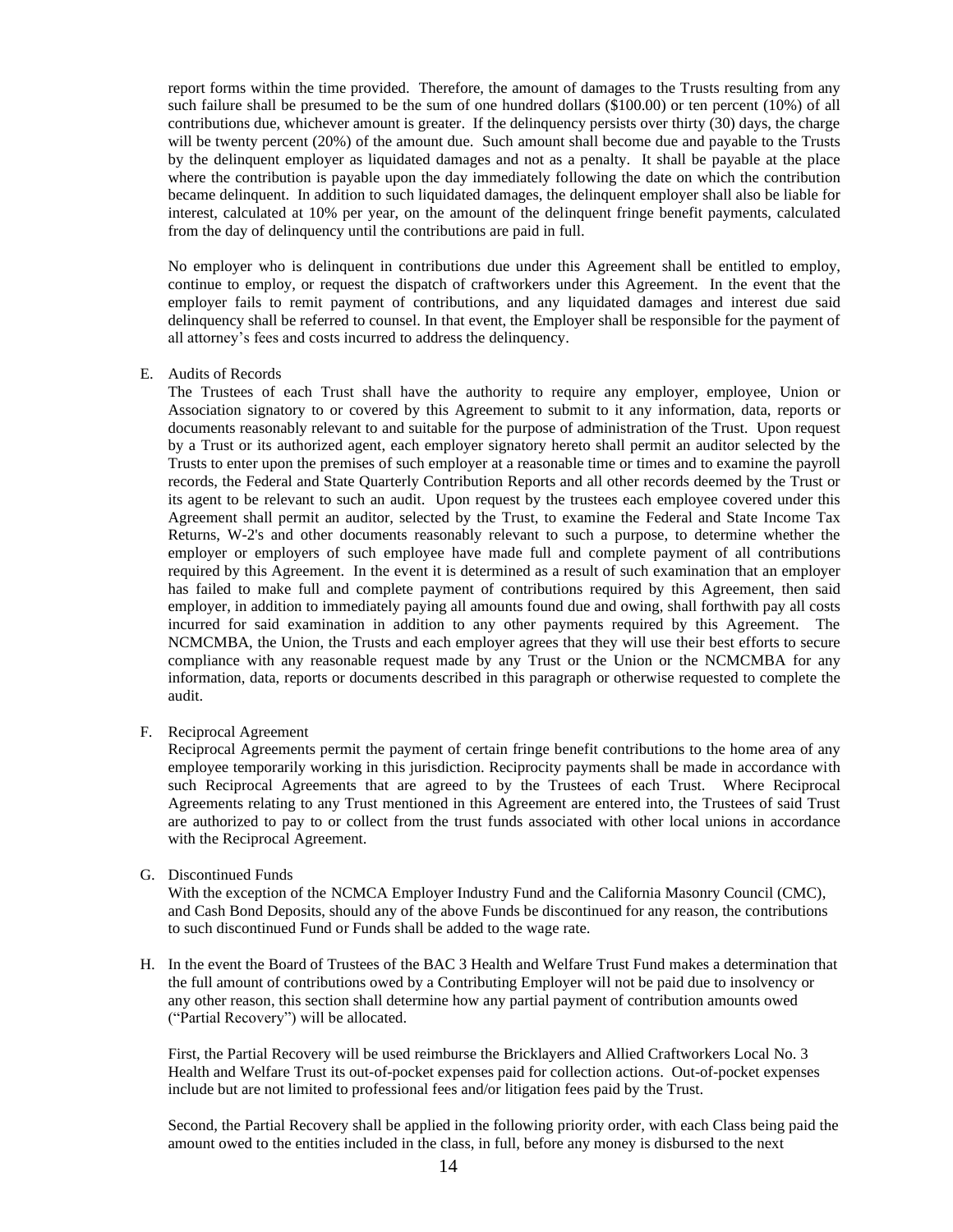report forms within the time provided. Therefore, the amount of damages to the Trusts resulting from any such failure shall be presumed to be the sum of one hundred dollars ($100.00) or ten percent (10%) of all contributions due, whichever amount is greater. If the delinquency persists over thirty (30) days, the charge will be twenty percent (20%) of the amount due. Such amount shall become due and payable to the Trusts by the delinquent employer as liquidated damages and not as a penalty. It shall be payable at the place where the contribution is payable upon the day immediately following the date on which the contribution became delinquent. In addition to such liquidated damages, the delinquent employer shall also be liable for interest, calculated at 10% per year, on the amount of the delinquent fringe benefit payments, calculated from the day of delinquency until the contributions are paid in full.

No employer who is delinquent in contributions due under this Agreement shall be entitled to employ, continue to employ, or request the dispatch of craftworkers under this Agreement. In the event that the employer fails to remit payment of contributions, and any liquidated damages and interest due said delinquency shall be referred to counsel. In that event, the Employer shall be responsible for the payment of all attorney's fees and costs incurred to address the delinquency.

E. Audits of Records

The Trustees of each Trust shall have the authority to require any employer, employee, Union or Association signatory to or covered by this Agreement to submit to it any information, data, reports or documents reasonably relevant to and suitable for the purpose of administration of the Trust. Upon request by a Trust or its authorized agent, each employer signatory hereto shall permit an auditor selected by the Trusts to enter upon the premises of such employer at a reasonable time or times and to examine the payroll records, the Federal and State Quarterly Contribution Reports and all other records deemed by the Trust or its agent to be relevant to such an audit. Upon request by the trustees each employee covered under this Agreement shall permit an auditor, selected by the Trust, to examine the Federal and State Income Tax Returns, W-2's and other documents reasonably relevant to such a purpose, to determine whether the employer or employers of such employee have made full and complete payment of all contributions required by this Agreement. In the event it is determined as a result of such examination that an employer has failed to make full and complete payment of contributions required by this Agreement, then said employer, in addition to immediately paying all amounts found due and owing, shall forthwith pay all costs incurred for said examination in addition to any other payments required by this Agreement. The NCMCMBA, the Union, the Trusts and each employer agrees that they will use their best efforts to secure compliance with any reasonable request made by any Trust or the Union or the NCMCMBA for any information, data, reports or documents described in this paragraph or otherwise requested to complete the audit.

F. Reciprocal Agreement

Reciprocal Agreements permit the payment of certain fringe benefit contributions to the home area of any employee temporarily working in this jurisdiction. Reciprocity payments shall be made in accordance with such Reciprocal Agreements that are agreed to by the Trustees of each Trust. Where Reciprocal Agreements relating to any Trust mentioned in this Agreement are entered into, the Trustees of said Trust are authorized to pay to or collect from the trust funds associated with other local unions in accordance with the Reciprocal Agreement.

G. Discontinued Funds

With the exception of the NCMCA Employer Industry Fund and the California Masonry Council (CMC), and Cash Bond Deposits, should any of the above Funds be discontinued for any reason, the contributions to such discontinued Fund or Funds shall be added to the wage rate.

H. In the event the Board of Trustees of the BAC 3 Health and Welfare Trust Fund makes a determination that the full amount of contributions owed by a Contributing Employer will not be paid due to insolvency or any other reason, this section shall determine how any partial payment of contribution amounts owed ("Partial Recovery") will be allocated.

First, the Partial Recovery will be used reimburse the Bricklayers and Allied Craftworkers Local No. 3 Health and Welfare Trust its out-of-pocket expenses paid for collection actions. Out-of-pocket expenses include but are not limited to professional fees and/or litigation fees paid by the Trust.

Second, the Partial Recovery shall be applied in the following priority order, with each Class being paid the amount owed to the entities included in the class, in full, before any money is disbursed to the next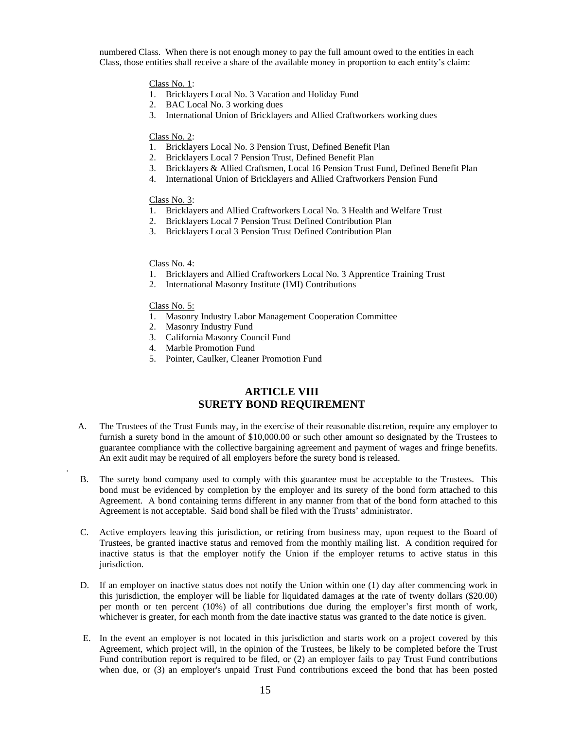numbered Class. When there is not enough money to pay the full amount owed to the entities in each Class, those entities shall receive a share of the available money in proportion to each entity's claim:

Class No. 1:

1. Bricklayers Local No. 3 Vacation and Holiday Fund
2. BAC Local No. 3 working dues
3. International Union of Bricklayers and Allied Craftworkers working dues

Class No. 2:

1. Bricklayers Local No. 3 Pension Trust, Defined Benefit Plan
2. Bricklayers Local 7 Pension Trust, Defined Benefit Plan
3. Bricklayers & Allied Craftsmen, Local 16 Pension Trust Fund, Defined Benefit Plan
4. International Union of Bricklayers and Allied Craftworkers Pension Fund

Class No. 3:

1. Bricklayers and Allied Craftworkers Local No. 3 Health and Welfare Trust
2. Bricklayers Local 7 Pension Trust Defined Contribution Plan
3. Bricklayers Local 3 Pension Trust Defined Contribution Plan

Class No. 4:

1. Bricklayers and Allied Craftworkers Local No. 3 Apprentice Training Trust
2. International Masonry Institute (IMI) Contributions

Class No. 5:

1. Masonry Industry Labor Management Cooperation Committee
2. Masonry Industry Fund
3. California Masonry Council Fund
4. Marble Promotion Fund
5. Pointer, Caulker, Cleaner Promotion Fund

## ARTICLE VIII
## SURETY BOND REQUIREMENT

A. The Trustees of the Trust Funds may, in the exercise of their reasonable discretion, require any employer to furnish a surety bond in the amount of $10,000.00 or such other amount so designated by the Trustees to guarantee compliance with the collective bargaining agreement and payment of wages and fringe benefits. An exit audit may be required of all employers before the surety bond is released.

B. The surety bond company used to comply with this guarantee must be acceptable to the Trustees. This bond must be evidenced by completion by the employer and its surety of the bond form attached to this Agreement. A bond containing terms different in any manner from that of the bond form attached to this Agreement is not acceptable. Said bond shall be filed with the Trusts' administrator.

C. Active employers leaving this jurisdiction, or retiring from business may, upon request to the Board of Trustees, be granted inactive status and removed from the monthly mailing list. A condition required for inactive status is that the employer notify the Union if the employer returns to active status in this jurisdiction.

D. If an employer on inactive status does not notify the Union within one (1) day after commencing work in this jurisdiction, the employer will be liable for liquidated damages at the rate of twenty dollars ($20.00) per month or ten percent (10%) of all contributions due during the employer's first month of work, whichever is greater, for each month from the date inactive status was granted to the date notice is given.

E. In the event an employer is not located in this jurisdiction and starts work on a project covered by this Agreement, which project will, in the opinion of the Trustees, be likely to be completed before the Trust Fund contribution report is required to be filed, or (2) an employer fails to pay Trust Fund contributions when due, or (3) an employer's unpaid Trust Fund contributions exceed the bond that has been posted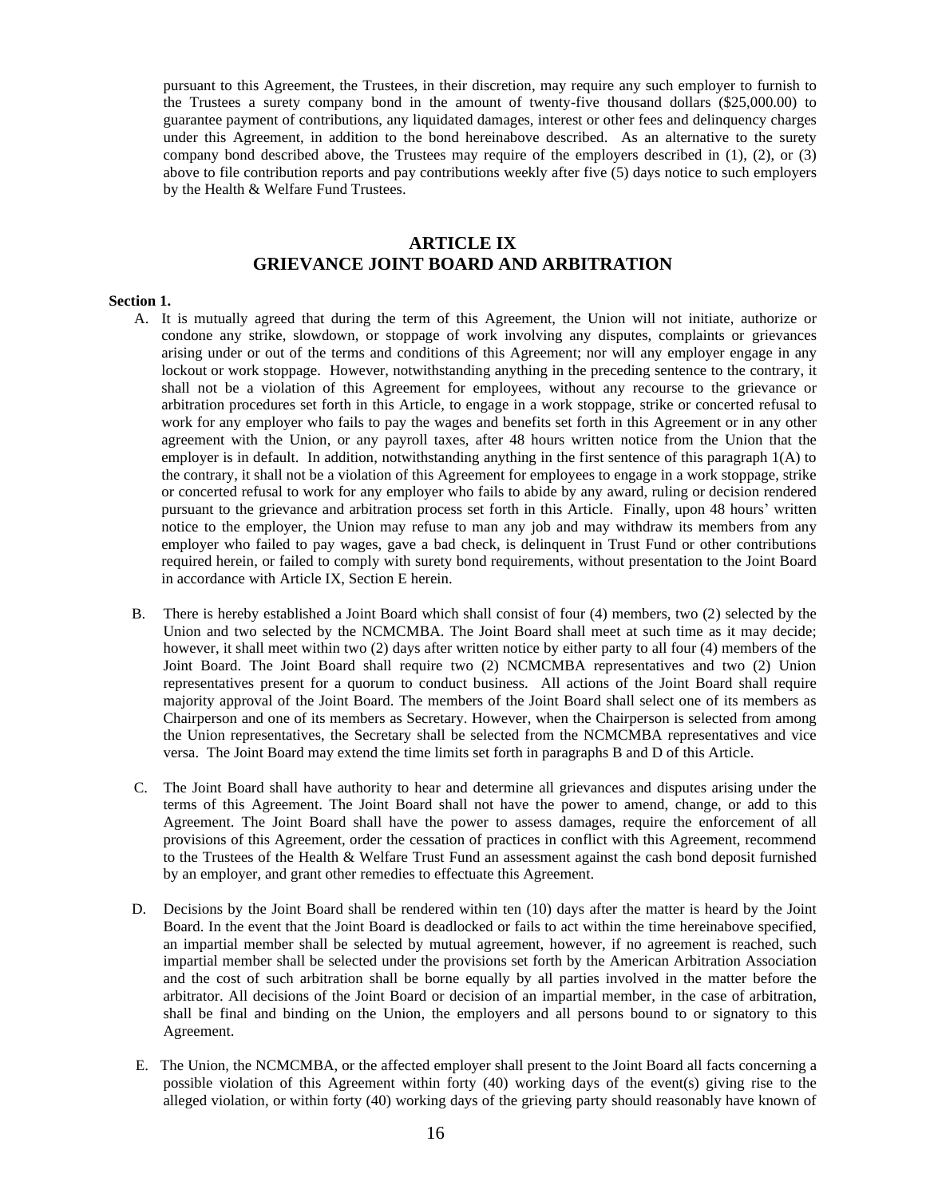pursuant to this Agreement, the Trustees, in their discretion, may require any such employer to furnish to the Trustees a surety company bond in the amount of twenty-five thousand dollars ($25,000.00) to guarantee payment of contributions, any liquidated damages, interest or other fees and delinquency charges under this Agreement, in addition to the bond hereinabove described. As an alternative to the surety company bond described above, the Trustees may require of the employers described in (1), (2), or (3) above to file contribution reports and pay contributions weekly after five (5) days notice to such employers by the Health & Welfare Fund Trustees.

## ARTICLE IX
## GRIEVANCE JOINT BOARD AND ARBITRATION

**Section 1.**

A. It is mutually agreed that during the term of this Agreement, the Union will not initiate, authorize or condone any strike, slowdown, or stoppage of work involving any disputes, complaints or grievances arising under or out of the terms and conditions of this Agreement; nor will any employer engage in any lockout or work stoppage. However, notwithstanding anything in the preceding sentence to the contrary, it shall not be a violation of this Agreement for employees, without any recourse to the grievance or arbitration procedures set forth in this Article, to engage in a work stoppage, strike or concerted refusal to work for any employer who fails to pay the wages and benefits set forth in this Agreement or in any other agreement with the Union, or any payroll taxes, after 48 hours written notice from the Union that the employer is in default. In addition, notwithstanding anything in the first sentence of this paragraph 1(A) to the contrary, it shall not be a violation of this Agreement for employees to engage in a work stoppage, strike or concerted refusal to work for any employer who fails to abide by any award, ruling or decision rendered pursuant to the grievance and arbitration process set forth in this Article. Finally, upon 48 hours' written notice to the employer, the Union may refuse to man any job and may withdraw its members from any employer who failed to pay wages, gave a bad check, is delinquent in Trust Fund or other contributions required herein, or failed to comply with surety bond requirements, without presentation to the Joint Board in accordance with Article IX, Section E herein.

B. There is hereby established a Joint Board which shall consist of four (4) members, two (2) selected by the Union and two selected by the NCMCMBA. The Joint Board shall meet at such time as it may decide; however, it shall meet within two (2) days after written notice by either party to all four (4) members of the Joint Board. The Joint Board shall require two (2) NCMCMBA representatives and two (2) Union representatives present for a quorum to conduct business. All actions of the Joint Board shall require majority approval of the Joint Board. The members of the Joint Board shall select one of its members as Chairperson and one of its members as Secretary. However, when the Chairperson is selected from among the Union representatives, the Secretary shall be selected from the NCMCMBA representatives and vice versa. The Joint Board may extend the time limits set forth in paragraphs B and D of this Article.

C. The Joint Board shall have authority to hear and determine all grievances and disputes arising under the terms of this Agreement. The Joint Board shall not have the power to amend, change, or add to this Agreement. The Joint Board shall have the power to assess damages, require the enforcement of all provisions of this Agreement, order the cessation of practices in conflict with this Agreement, recommend to the Trustees of the Health & Welfare Trust Fund an assessment against the cash bond deposit furnished by an employer, and grant other remedies to effectuate this Agreement.

D. Decisions by the Joint Board shall be rendered within ten (10) days after the matter is heard by the Joint Board. In the event that the Joint Board is deadlocked or fails to act within the time hereinabove specified, an impartial member shall be selected by mutual agreement, however, if no agreement is reached, such impartial member shall be selected under the provisions set forth by the American Arbitration Association and the cost of such arbitration shall be borne equally by all parties involved in the matter before the arbitrator. All decisions of the Joint Board or decision of an impartial member, in the case of arbitration, shall be final and binding on the Union, the employers and all persons bound to or signatory to this Agreement.

E. The Union, the NCMCMBA, or the affected employer shall present to the Joint Board all facts concerning a possible violation of this Agreement within forty (40) working days of the event(s) giving rise to the alleged violation, or within forty (40) working days of the grieving party should reasonably have known of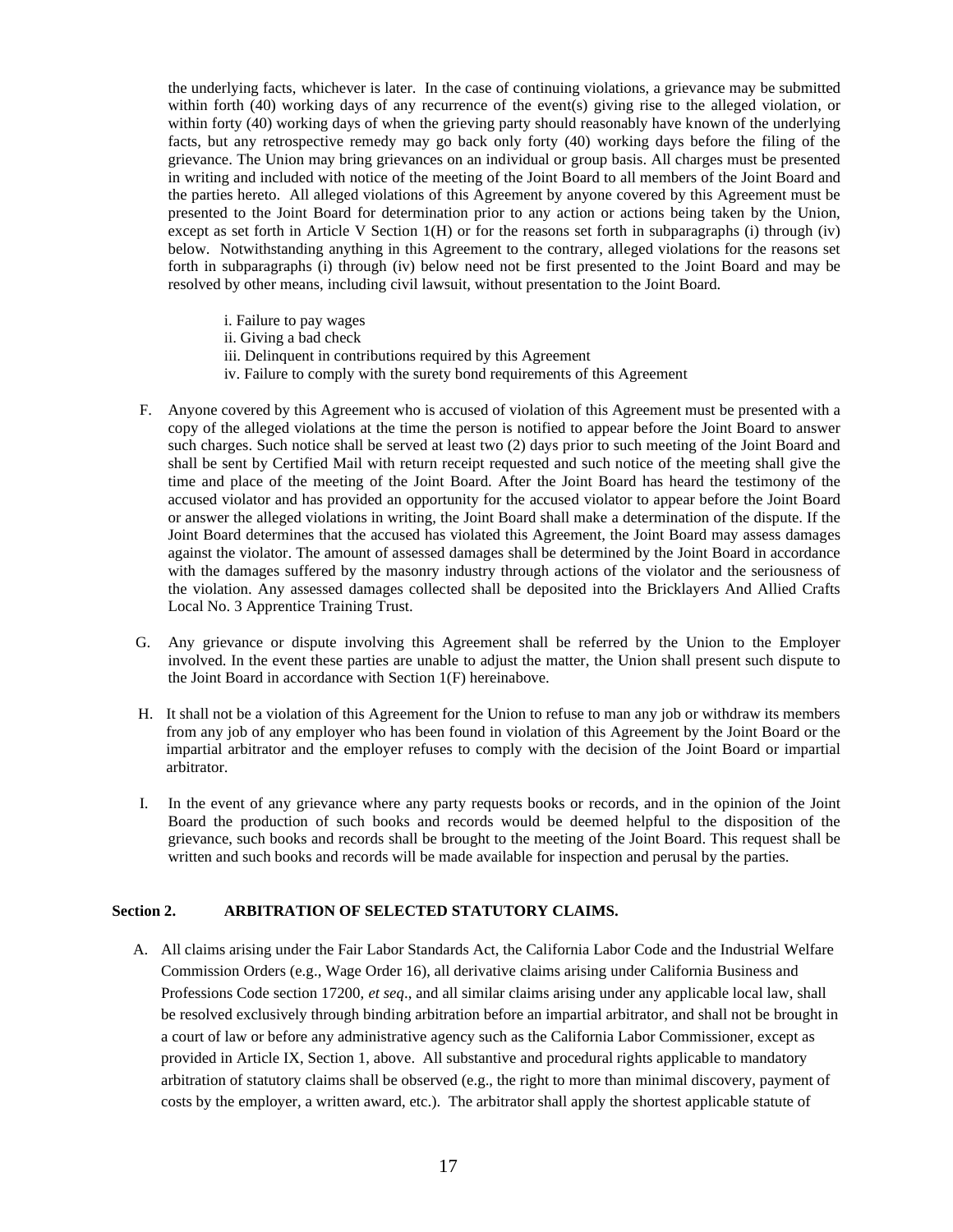the underlying facts, whichever is later. In the case of continuing violations, a grievance may be submitted within forth (40) working days of any recurrence of the event(s) giving rise to the alleged violation, or within forty (40) working days of when the grieving party should reasonably have known of the underlying facts, but any retrospective remedy may go back only forty (40) working days before the filing of the grievance. The Union may bring grievances on an individual or group basis. All charges must be presented in writing and included with notice of the meeting of the Joint Board to all members of the Joint Board and the parties hereto. All alleged violations of this Agreement by anyone covered by this Agreement must be presented to the Joint Board for determination prior to any action or actions being taken by the Union, except as set forth in Article V Section 1(H) or for the reasons set forth in subparagraphs (i) through (iv) below. Notwithstanding anything in this Agreement to the contrary, alleged violations for the reasons set forth in subparagraphs (i) through (iv) below need not be first presented to the Joint Board and may be resolved by other means, including civil lawsuit, without presentation to the Joint Board.

i. Failure to pay wages
ii. Giving a bad check
iii. Delinquent in contributions required by this Agreement
iv. Failure to comply with the surety bond requirements of this Agreement

F. Anyone covered by this Agreement who is accused of violation of this Agreement must be presented with a copy of the alleged violations at the time the person is notified to appear before the Joint Board to answer such charges. Such notice shall be served at least two (2) days prior to such meeting of the Joint Board and shall be sent by Certified Mail with return receipt requested and such notice of the meeting shall give the time and place of the meeting of the Joint Board. After the Joint Board has heard the testimony of the accused violator and has provided an opportunity for the accused violator to appear before the Joint Board or answer the alleged violations in writing, the Joint Board shall make a determination of the dispute. If the Joint Board determines that the accused has violated this Agreement, the Joint Board may assess damages against the violator. The amount of assessed damages shall be determined by the Joint Board in accordance with the damages suffered by the masonry industry through actions of the violator and the seriousness of the violation. Any assessed damages collected shall be deposited into the Bricklayers And Allied Crafts Local No. 3 Apprentice Training Trust.

G. Any grievance or dispute involving this Agreement shall be referred by the Union to the Employer involved. In the event these parties are unable to adjust the matter, the Union shall present such dispute to the Joint Board in accordance with Section 1(F) hereinabove.

H. It shall not be a violation of this Agreement for the Union to refuse to man any job or withdraw its members from any job of any employer who has been found in violation of this Agreement by the Joint Board or the impartial arbitrator and the employer refuses to comply with the decision of the Joint Board or impartial arbitrator.

I. In the event of any grievance where any party requests books or records, and in the opinion of the Joint Board the production of such books and records would be deemed helpful to the disposition of the grievance, such books and records shall be brought to the meeting of the Joint Board. This request shall be written and such books and records will be made available for inspection and perusal by the parties.

**Section 2. ARBITRATION OF SELECTED STATUTORY CLAIMS.**

A. All claims arising under the Fair Labor Standards Act, the California Labor Code and the Industrial Welfare Commission Orders (e.g., Wage Order 16), all derivative claims arising under California Business and Professions Code section 17200, *et seq*., and all similar claims arising under any applicable local law, shall be resolved exclusively through binding arbitration before an impartial arbitrator, and shall not be brought in a court of law or before any administrative agency such as the California Labor Commissioner, except as provided in Article IX, Section 1, above. All substantive and procedural rights applicable to mandatory arbitration of statutory claims shall be observed (e.g., the right to more than minimal discovery, payment of costs by the employer, a written award, etc.). The arbitrator shall apply the shortest applicable statute of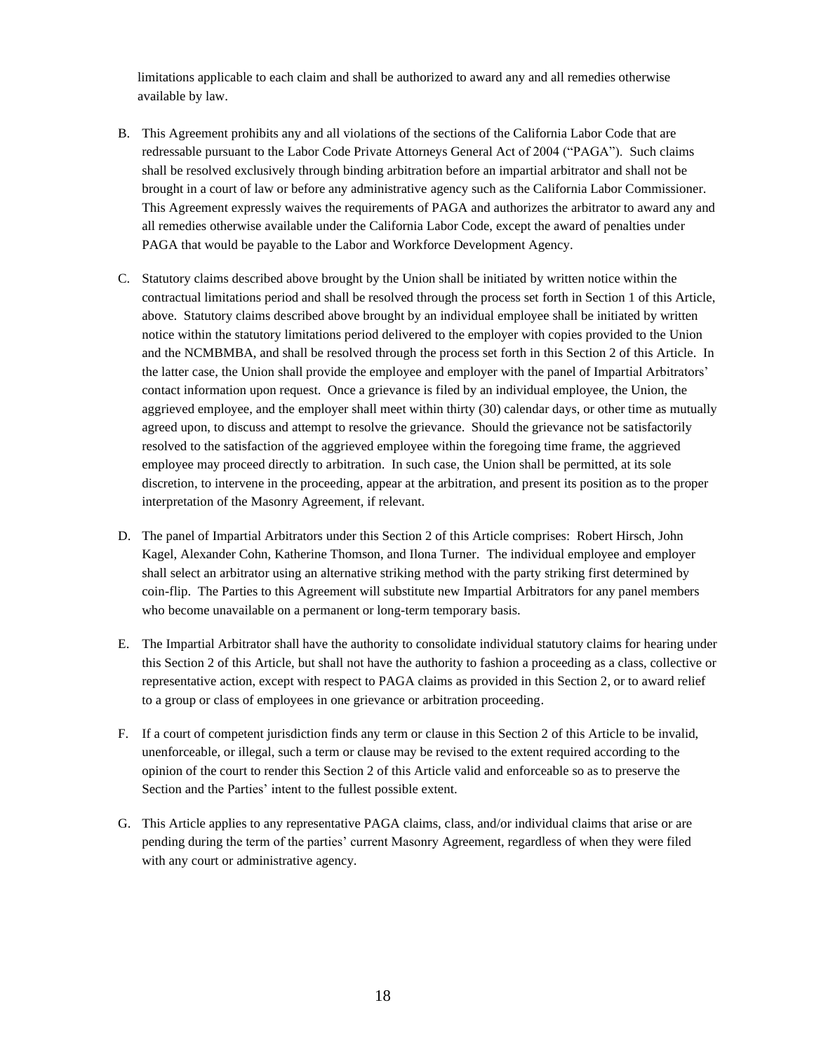limitations applicable to each claim and shall be authorized to award any and all remedies otherwise available by law.

B. This Agreement prohibits any and all violations of the sections of the California Labor Code that are redressable pursuant to the Labor Code Private Attorneys General Act of 2004 ("PAGA"). Such claims shall be resolved exclusively through binding arbitration before an impartial arbitrator and shall not be brought in a court of law or before any administrative agency such as the California Labor Commissioner. This Agreement expressly waives the requirements of PAGA and authorizes the arbitrator to award any and all remedies otherwise available under the California Labor Code, except the award of penalties under PAGA that would be payable to the Labor and Workforce Development Agency.

C. Statutory claims described above brought by the Union shall be initiated by written notice within the contractual limitations period and shall be resolved through the process set forth in Section 1 of this Article, above. Statutory claims described above brought by an individual employee shall be initiated by written notice within the statutory limitations period delivered to the employer with copies provided to the Union and the NCMBMBA, and shall be resolved through the process set forth in this Section 2 of this Article. In the latter case, the Union shall provide the employee and employer with the panel of Impartial Arbitrators' contact information upon request. Once a grievance is filed by an individual employee, the Union, the aggrieved employee, and the employer shall meet within thirty (30) calendar days, or other time as mutually agreed upon, to discuss and attempt to resolve the grievance. Should the grievance not be satisfactorily resolved to the satisfaction of the aggrieved employee within the foregoing time frame, the aggrieved employee may proceed directly to arbitration. In such case, the Union shall be permitted, at its sole discretion, to intervene in the proceeding, appear at the arbitration, and present its position as to the proper interpretation of the Masonry Agreement, if relevant.

D. The panel of Impartial Arbitrators under this Section 2 of this Article comprises: Robert Hirsch, John Kagel, Alexander Cohn, Katherine Thomson, and Ilona Turner. The individual employee and employer shall select an arbitrator using an alternative striking method with the party striking first determined by coin-flip. The Parties to this Agreement will substitute new Impartial Arbitrators for any panel members who become unavailable on a permanent or long-term temporary basis.

E. The Impartial Arbitrator shall have the authority to consolidate individual statutory claims for hearing under this Section 2 of this Article, but shall not have the authority to fashion a proceeding as a class, collective or representative action, except with respect to PAGA claims as provided in this Section 2, or to award relief to a group or class of employees in one grievance or arbitration proceeding.

F. If a court of competent jurisdiction finds any term or clause in this Section 2 of this Article to be invalid, unenforceable, or illegal, such a term or clause may be revised to the extent required according to the opinion of the court to render this Section 2 of this Article valid and enforceable so as to preserve the Section and the Parties' intent to the fullest possible extent.

G. This Article applies to any representative PAGA claims, class, and/or individual claims that arise or are pending during the term of the parties' current Masonry Agreement, regardless of when they were filed with any court or administrative agency.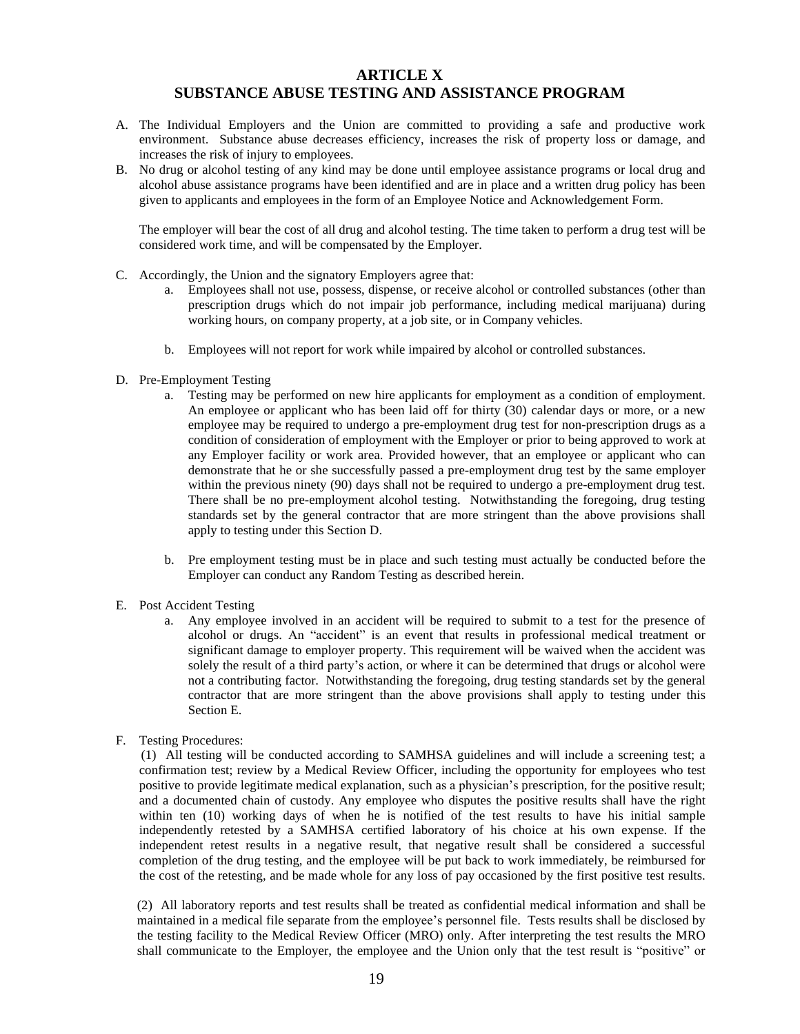# ARTICLE X
# SUBSTANCE ABUSE TESTING AND ASSISTANCE PROGRAM

A. The Individual Employers and the Union are committed to providing a safe and productive work environment. Substance abuse decreases efficiency, increases the risk of property loss or damage, and increases the risk of injury to employees.

B. No drug or alcohol testing of any kind may be done until employee assistance programs or local drug and alcohol abuse assistance programs have been identified and are in place and a written drug policy has been given to applicants and employees in the form of an Employee Notice and Acknowledgement Form.

   The employer will bear the cost of all drug and alcohol testing. The time taken to perform a drug test will be considered work time, and will be compensated by the Employer.

C. Accordingly, the Union and the signatory Employers agree that:

   a. Employees shall not use, possess, dispense, or receive alcohol or controlled substances (other than prescription drugs which do not impair job performance, including medical marijuana) during working hours, on company property, at a job site, or in Company vehicles.

   b. Employees will not report for work while impaired by alcohol or controlled substances.

D. Pre-Employment Testing

   a. Testing may be performed on new hire applicants for employment as a condition of employment. An employee or applicant who has been laid off for thirty (30) calendar days or more, or a new employee may be required to undergo a pre-employment drug test for non-prescription drugs as a condition of consideration of employment with the Employer or prior to being approved to work at any Employer facility or work area. Provided however, that an employee or applicant who can demonstrate that he or she successfully passed a pre-employment drug test by the same employer within the previous ninety (90) days shall not be required to undergo a pre-employment drug test. There shall be no pre-employment alcohol testing. Notwithstanding the foregoing, drug testing standards set by the general contractor that are more stringent than the above provisions shall apply to testing under this Section D.

   b. Pre employment testing must be in place and such testing must actually be conducted before the Employer can conduct any Random Testing as described herein.

E. Post Accident Testing

   a. Any employee involved in an accident will be required to submit to a test for the presence of alcohol or drugs. An "accident" is an event that results in professional medical treatment or significant damage to employer property. This requirement will be waived when the accident was solely the result of a third party's action, or where it can be determined that drugs or alcohol were not a contributing factor. Notwithstanding the foregoing, drug testing standards set by the general contractor that are more stringent than the above provisions shall apply to testing under this Section E.

F. Testing Procedures:

   (1) All testing will be conducted according to SAMHSA guidelines and will include a screening test; a confirmation test; review by a Medical Review Officer, including the opportunity for employees who test positive to provide legitimate medical explanation, such as a physician's prescription, for the positive result; and a documented chain of custody. Any employee who disputes the positive results shall have the right within ten (10) working days of when he is notified of the test results to have his initial sample independently retested by a SAMHSA certified laboratory of his choice at his own expense. If the independent retest results in a negative result, that negative result shall be considered a successful completion of the drug testing, and the employee will be put back to work immediately, be reimbursed for the cost of the retesting, and be made whole for any loss of pay occasioned by the first positive test results.

   (2) All laboratory reports and test results shall be treated as confidential medical information and shall be maintained in a medical file separate from the employee's personnel file. Tests results shall be disclosed by the testing facility to the Medical Review Officer (MRO) only. After interpreting the test results the MRO shall communicate to the Employer, the employee and the Union only that the test result is "positive" or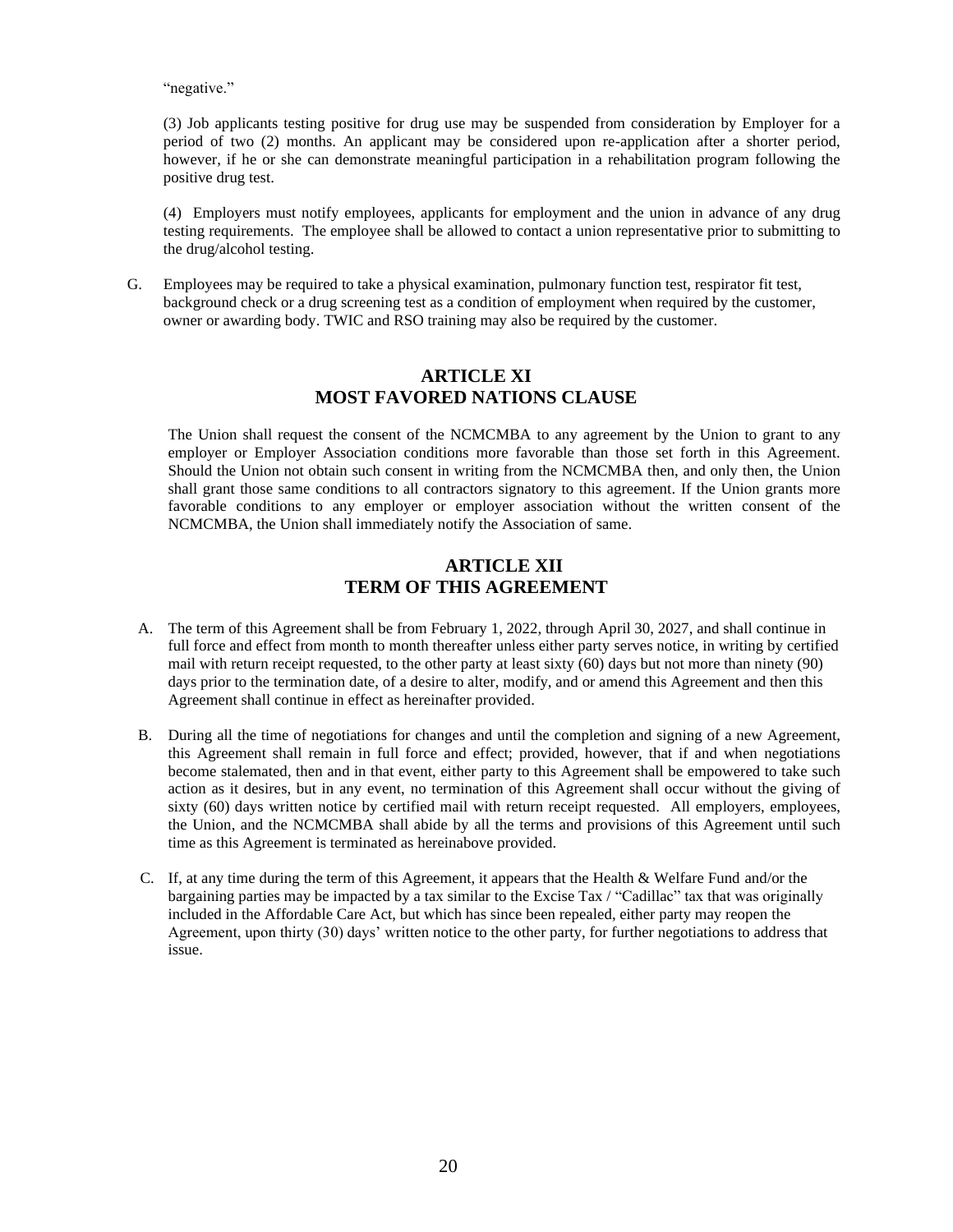"negative."

(3) Job applicants testing positive for drug use may be suspended from consideration by Employer for a period of two (2) months. An applicant may be considered upon re-application after a shorter period, however, if he or she can demonstrate meaningful participation in a rehabilitation program following the positive drug test.

(4) Employers must notify employees, applicants for employment and the union in advance of any drug testing requirements. The employee shall be allowed to contact a union representative prior to submitting to the drug/alcohol testing.

G. Employees may be required to take a physical examination, pulmonary function test, respirator fit test, background check or a drug screening test as a condition of employment when required by the customer, owner or awarding body. TWIC and RSO training may also be required by the customer.

## ARTICLE XI
## MOST FAVORED NATIONS CLAUSE

The Union shall request the consent of the NCMCMBA to any agreement by the Union to grant to any employer or Employer Association conditions more favorable than those set forth in this Agreement. Should the Union not obtain such consent in writing from the NCMCMBA then, and only then, the Union shall grant those same conditions to all contractors signatory to this agreement. If the Union grants more favorable conditions to any employer or employer association without the written consent of the NCMCMBA, the Union shall immediately notify the Association of same.

## ARTICLE XII
## TERM OF THIS AGREEMENT

A. The term of this Agreement shall be from February 1, 2022, through April 30, 2027, and shall continue in full force and effect from month to month thereafter unless either party serves notice, in writing by certified mail with return receipt requested, to the other party at least sixty (60) days but not more than ninety (90) days prior to the termination date, of a desire to alter, modify, and or amend this Agreement and then this Agreement shall continue in effect as hereinafter provided.

B. During all the time of negotiations for changes and until the completion and signing of a new Agreement, this Agreement shall remain in full force and effect; provided, however, that if and when negotiations become stalemated, then and in that event, either party to this Agreement shall be empowered to take such action as it desires, but in any event, no termination of this Agreement shall occur without the giving of sixty (60) days written notice by certified mail with return receipt requested. All employers, employees, the Union, and the NCMCMBA shall abide by all the terms and provisions of this Agreement until such time as this Agreement is terminated as hereinabove provided.

C. If, at any time during the term of this Agreement, it appears that the Health & Welfare Fund and/or the bargaining parties may be impacted by a tax similar to the Excise Tax / "Cadillac" tax that was originally included in the Affordable Care Act, but which has since been repealed, either party may reopen the Agreement, upon thirty (30) days' written notice to the other party, for further negotiations to address that issue.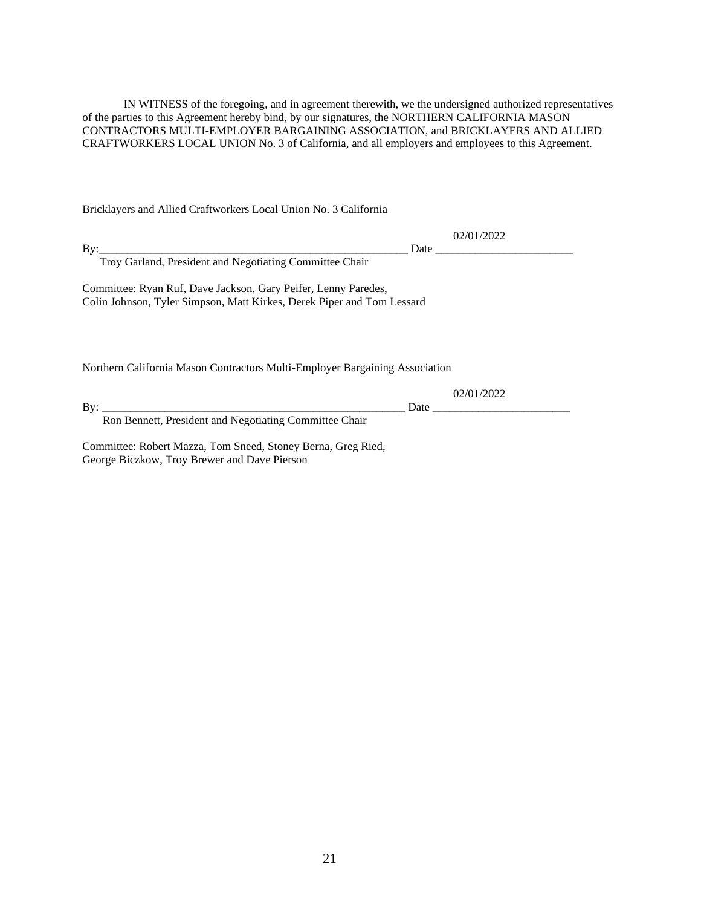IN WITNESS of the foregoing, and in agreement therewith, we the undersigned authorized representatives of the parties to this Agreement hereby bind, by our signatures, the NORTHERN CALIFORNIA MASON CONTRACTORS MULTI-EMPLOYER BARGAINING ASSOCIATION, and BRICKLAYERS AND ALLIED CRAFTWORKERS LOCAL UNION No. 3 of California, and all employers and employees to this Agreement.

Bricklayers and Allied Craftworkers Local Union No. 3 California

By:_______________________________________________________ Date 02/01/2022

Troy Garland, President and Negotiating Committee Chair

Committee: Ryan Ruf, Dave Jackson, Gary Peifer, Lenny Paredes, Colin Johnson, Tyler Simpson, Matt Kirkes, Derek Piper and Tom Lessard

Northern California Mason Contractors Multi-Employer Bargaining Association

By: _______________________________________________________ Date 02/01/2022

Ron Bennett, President and Negotiating Committee Chair

Committee: Robert Mazza, Tom Sneed, Stoney Berna, Greg Ried, George Biczkow, Troy Brewer and Dave Pierson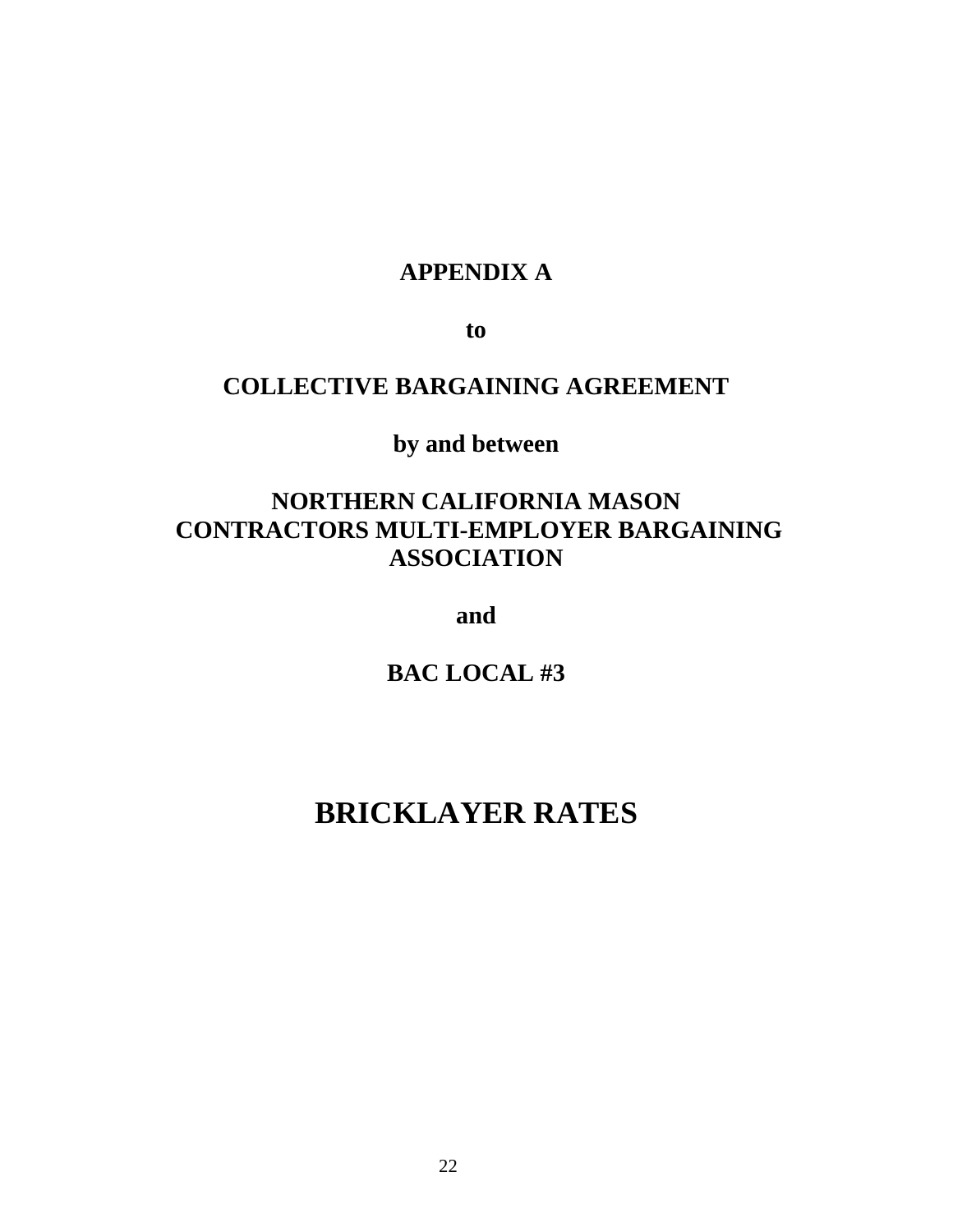**APPENDIX A**

**to**

**COLLECTIVE BARGAINING AGREEMENT**

**by and between**

**NORTHERN CALIFORNIA MASON CONTRACTORS MULTI-EMPLOYER BARGAINING ASSOCIATION**

**and**

**BAC LOCAL #3**

# BRICKLAYER RATES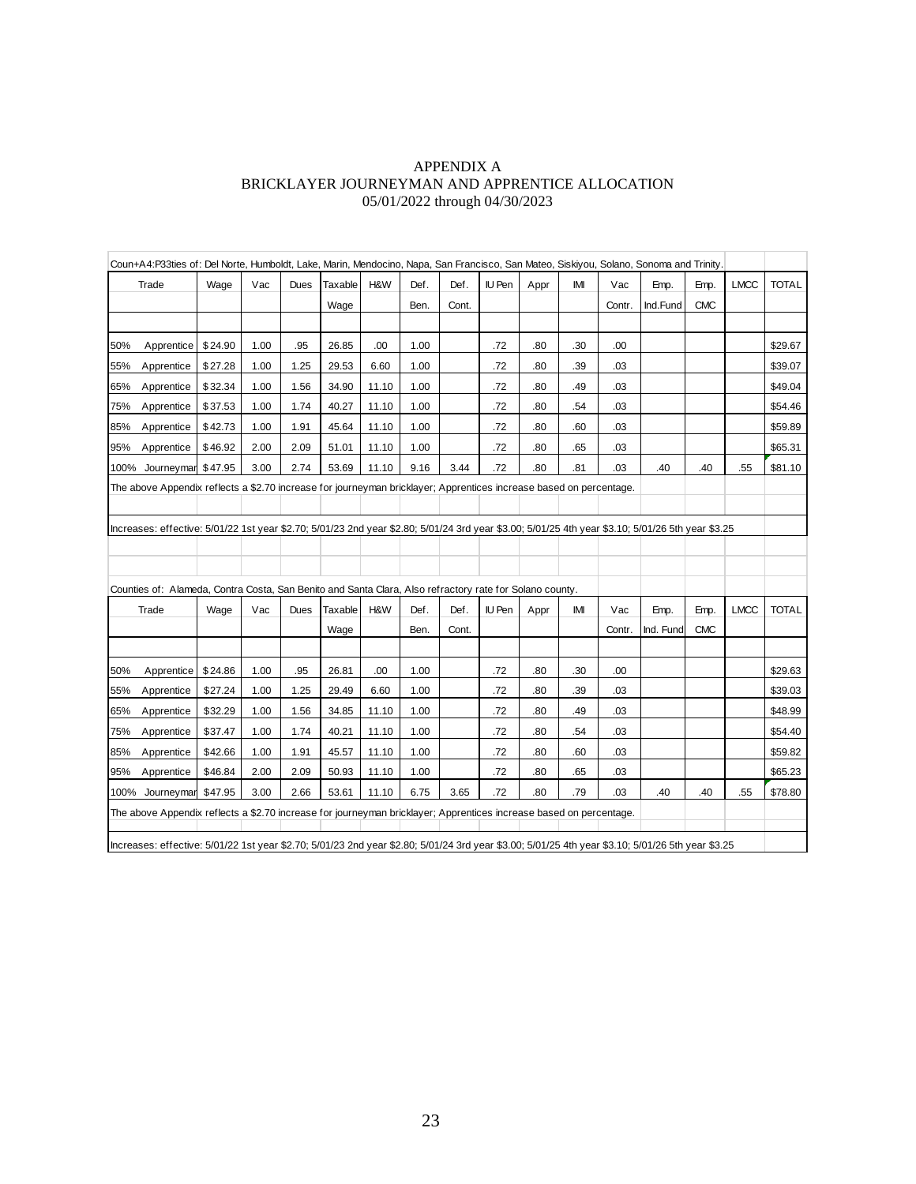# APPENDIX A
## BRICKLAYER JOURNEYMAN AND APPRENTICE ALLOCATION
05/01/2022 through 04/30/2023

Coun+A4:P33ties of: Del Norte, Humboldt, Lake, Marin, Mendocino, Napa, San Francisco, San Mateo, Siskiyou, Solano, Sonoma and Trinity.

| Trade | Wage | Vac | Dues | Taxable Wage | H&W | Def. Ben. | Def. Cont. | IU Pen | Appr | IMI | Vac Contr. | Emp. Ind.Fund | Emp. CMC | LMCC | TOTAL |
|---|---|---|---|---|---|---|---|---|---|---|---|---|---|---|---|
| 50% Apprentice | $24.90 | 1.00 | .95 | 26.85 | .00 | 1.00 | | .72 | .80 | .30 | .00 | | | | $29.67 |
| 55% Apprentice | $27.28 | 1.00 | 1.25 | 29.53 | 6.60 | 1.00 | | .72 | .80 | .39 | .03 | | | | $39.07 |
| 65% Apprentice | $32.34 | 1.00 | 1.56 | 34.90 | 11.10 | 1.00 | | .72 | .80 | .49 | .03 | | | | $49.04 |
| 75% Apprentice | $37.53 | 1.00 | 1.74 | 40.27 | 11.10 | 1.00 | | .72 | .80 | .54 | .03 | | | | $54.46 |
| 85% Apprentice | $42.73 | 1.00 | 1.91 | 45.64 | 11.10 | 1.00 | | .72 | .80 | .60 | .03 | | | | $59.89 |
| 95% Apprentice | $46.92 | 2.00 | 2.09 | 51.01 | 11.10 | 1.00 | | .72 | .80 | .65 | .03 | | | | $65.31 |
| 100% Journeyman | $47.95 | 3.00 | 2.74 | 53.69 | 11.10 | 9.16 | 3.44 | .72 | .80 | .81 | .03 | .40 | .40 | .55 | $81.10 |

The above Appendix reflects a $2.70 increase for journeyman bricklayer; Apprentices increase based on percentage.

Increases: effective: 5/01/22 1st year $2.70; 5/01/23 2nd year $2.80; 5/01/24 3rd year $3.00; 5/01/25 4th year $3.10; 5/01/26 5th year $3.25

Counties of: Alameda, Contra Costa, San Benito and Santa Clara, Also refractory rate for Solano county.

| Trade | Wage | Vac | Dues | Taxable Wage | H&W | Def. Ben. | Def. Cont. | IU Pen | Appr | IMI | Vac Contr. | Emp. Ind. Fund | Emp. CMC | LMCC | TOTAL |
|---|---|---|---|---|---|---|---|---|---|---|---|---|---|---|---|
| 50% Apprentice | $24.86 | 1.00 | .95 | 26.81 | .00 | 1.00 | | .72 | .80 | .30 | .00 | | | | $29.63 |
| 55% Apprentice | $27.24 | 1.00 | 1.25 | 29.49 | 6.60 | 1.00 | | .72 | .80 | .39 | .03 | | | | $39.03 |
| 65% Apprentice | $32.29 | 1.00 | 1.56 | 34.85 | 11.10 | 1.00 | | .72 | .80 | .49 | .03 | | | | $48.99 |
| 75% Apprentice | $37.47 | 1.00 | 1.74 | 40.21 | 11.10 | 1.00 | | .72 | .80 | .54 | .03 | | | | $54.40 |
| 85% Apprentice | $42.66 | 1.00 | 1.91 | 45.57 | 11.10 | 1.00 | | .72 | .80 | .60 | .03 | | | | $59.82 |
| 95% Apprentice | $46.84 | 2.00 | 2.09 | 50.93 | 11.10 | 1.00 | | .72 | .80 | .65 | .03 | | | | $65.23 |
| 100% Journeyman | $47.95 | 3.00 | 2.66 | 53.61 | 11.10 | 6.75 | 3.65 | .72 | .80 | .79 | .03 | .40 | .40 | .55 | $78.80 |

The above Appendix reflects a $2.70 increase for journeyman bricklayer; Apprentices increase based on percentage.

Increases: effective: 5/01/22 1st year $2.70; 5/01/23 2nd year $2.80; 5/01/24 3rd year $3.00; 5/01/25 4th year $3.10; 5/01/26 5th year $3.25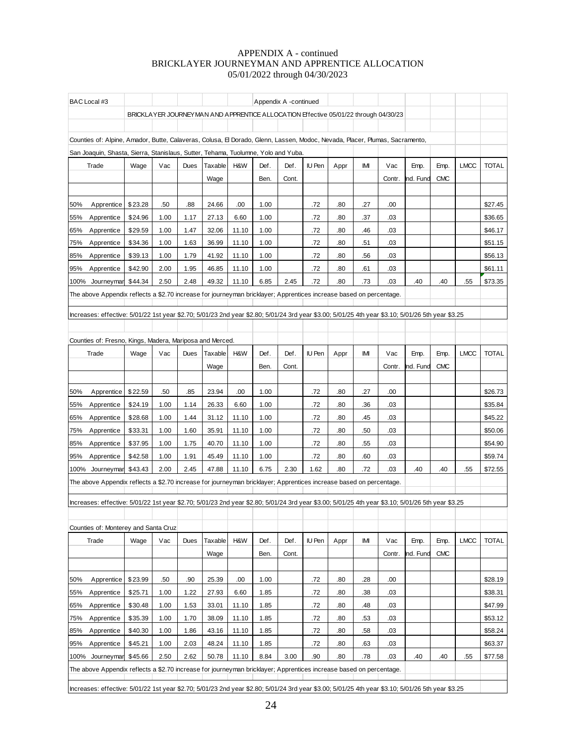# APPENDIX A - continued
# BRICKLAYER JOURNEYMAN AND APPRENTICE ALLOCATION
# 05/01/2022 through 04/30/2023

BAC Local #3 — Appendix A -continued

BRICKLAYER JOURNEYMAN AND APPRENTICE ALLOCATION Effective 05/01/22 through 04/30/23

Counties of: Alpine, Amador, Butte, Calaveras, Colusa, El Dorado, Glenn, Lassen, Modoc, Nevada, Placer, Plumas, Sacramento, San Joaquin, Shasta, Sierra, Stanislaus, Sutter, Tehama, Tuolumne, Yolo and Yuba.

| Trade | Wage | Vac | Dues | Taxable Wage | H&W | Def. Ben. | Def. Cont. | IU Pen | Appr | IMI | Vac Contr. | Emp. Ind. Fund | Emp. CMC | LMCC | TOTAL |
|---|---|---|---|---|---|---|---|---|---|---|---|---|---|---|---|
| 50% Apprentice | $23.28 | .50 | .88 | 24.66 | .00 | 1.00 | | .72 | .80 | .27 | .00 | | | | $27.45 |
| 55% Apprentice | $24.96 | 1.00 | 1.17 | 27.13 | 6.60 | 1.00 | | .72 | .80 | .37 | .03 | | | | $36.65 |
| 65% Apprentice | $29.59 | 1.00 | 1.47 | 32.06 | 11.10 | 1.00 | | .72 | .80 | .46 | .03 | | | | $46.17 |
| 75% Apprentice | $34.36 | 1.00 | 1.63 | 36.99 | 11.10 | 1.00 | | .72 | .80 | .51 | .03 | | | | $51.15 |
| 85% Apprentice | $39.13 | 1.00 | 1.79 | 41.92 | 11.10 | 1.00 | | .72 | .80 | .56 | .03 | | | | $56.13 |
| 95% Apprentice | $42.90 | 2.00 | 1.95 | 46.85 | 11.10 | 1.00 | | .72 | .80 | .61 | .03 | | | | $61.11 |
| 100% Journeyman | $44.34 | 2.50 | 2.48 | 49.32 | 11.10 | 6.85 | 2.45 | .72 | .80 | .73 | .03 | .40 | .40 | .55 | $73.35 |

The above Appendix reflects a $2.70 increase for journeyman bricklayer; Apprentices increase based on percentage.

Increases: effective: 5/01/22 1st year $2.70; 5/01/23 2nd year $2.80; 5/01/24 3rd year $3.00; 5/01/25 4th year $3.10; 5/01/26 5th year $3.25

Counties of: Fresno, Kings, Madera, Mariposa and Merced.

| Trade | Wage | Vac | Dues | Taxable Wage | H&W | Def. Ben. | Def. Cont. | IU Pen | Appr | IMI | Vac Contr. | Emp. Ind. Fund | Emp. CMC | LMCC | TOTAL |
|---|---|---|---|---|---|---|---|---|---|---|---|---|---|---|---|
| 50% Apprentice | $22.59 | .50 | .85 | 23.94 | .00 | 1.00 | | .72 | .80 | .27 | .00 | | | | $26.73 |
| 55% Apprentice | $24.19 | 1.00 | 1.14 | 26.33 | 6.60 | 1.00 | | .72 | .80 | .36 | .03 | | | | $35.84 |
| 65% Apprentice | $28.68 | 1.00 | 1.44 | 31.12 | 11.10 | 1.00 | | .72 | .80 | .45 | .03 | | | | $45.22 |
| 75% Apprentice | $33.31 | 1.00 | 1.60 | 35.91 | 11.10 | 1.00 | | .72 | .80 | .50 | .03 | | | | $50.06 |
| 85% Apprentice | $37.95 | 1.00 | 1.75 | 40.70 | 11.10 | 1.00 | | .72 | .80 | .55 | .03 | | | | $54.90 |
| 95% Apprentice | $42.58 | 1.00 | 1.91 | 45.49 | 11.10 | 1.00 | | .72 | .80 | .60 | .03 | | | | $59.74 |
| 100% Journeyman | $43.43 | 2.00 | 2.45 | 47.88 | 11.10 | 6.75 | 2.30 | 1.62 | .80 | .72 | .03 | .40 | .40 | .55 | $72.55 |

The above Appendix reflects a $2.70 increase for journeyman bricklayer; Apprentices increase based on percentage.

Increases: effective: 5/01/22 1st year $2.70; 5/01/23 2nd year $2.80; 5/01/24 3rd year $3.00; 5/01/25 4th year $3.10; 5/01/26 5th year $3.25

Counties of: Monterey and Santa Cruz

| Trade | Wage | Vac | Dues | Taxable Wage | H&W | Def. Ben. | Def. Cont. | IU Pen | Appr | IMI | Vac Contr. | Emp. Ind. Fund | Emp. CMC | LMCC | TOTAL |
|---|---|---|---|---|---|---|---|---|---|---|---|---|---|---|---|
| 50% Apprentice | $23.99 | .50 | .90 | 25.39 | .00 | 1.00 | | .72 | .80 | .28 | .00 | | | | $28.19 |
| 55% Apprentice | $25.71 | 1.00 | 1.22 | 27.93 | 6.60 | 1.85 | | .72 | .80 | .38 | .03 | | | | $38.31 |
| 65% Apprentice | $30.48 | 1.00 | 1.53 | 33.01 | 11.10 | 1.85 | | .72 | .80 | .48 | .03 | | | | $47.99 |
| 75% Apprentice | $35.39 | 1.00 | 1.70 | 38.09 | 11.10 | 1.85 | | .72 | .80 | .53 | .03 | | | | $53.12 |
| 85% Apprentice | $40.30 | 1.00 | 1.86 | 43.16 | 11.10 | 1.85 | | .72 | .80 | .58 | .03 | | | | $58.24 |
| 95% Apprentice | $45.21 | 1.00 | 2.03 | 48.24 | 11.10 | 1.85 | | .72 | .80 | .63 | .03 | | | | $63.37 |
| 100% Journeyman | $45.66 | 2.50 | 2.62 | 50.78 | 11.10 | 8.84 | 3.00 | .90 | .80 | .78 | .03 | .40 | .40 | .55 | $77.58 |

The above Appendix reflects a $2.70 increase for journeyman bricklayer; Apprentices increase based on percentage.

Increases: effective: 5/01/22 1st year $2.70; 5/01/23 2nd year $2.80; 5/01/24 3rd year $3.00; 5/01/25 4th year $3.10; 5/01/26 5th year $3.25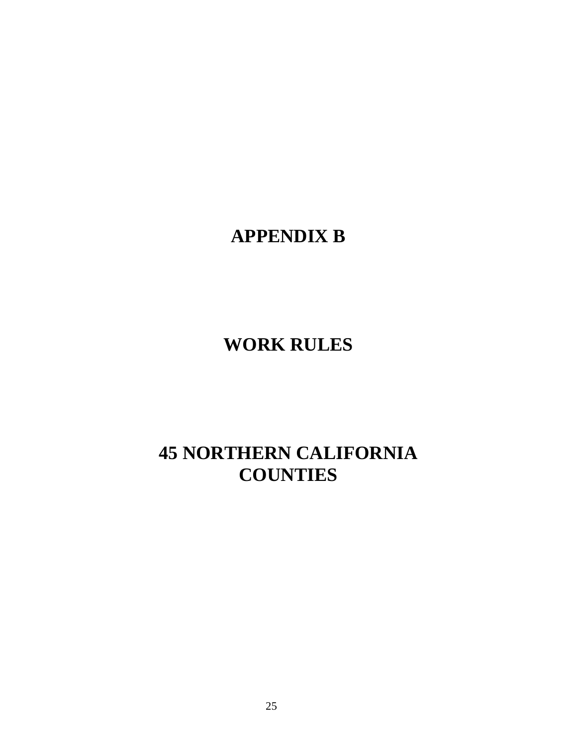# APPENDIX B

# WORK RULES

# 45 NORTHERN CALIFORNIA COUNTIES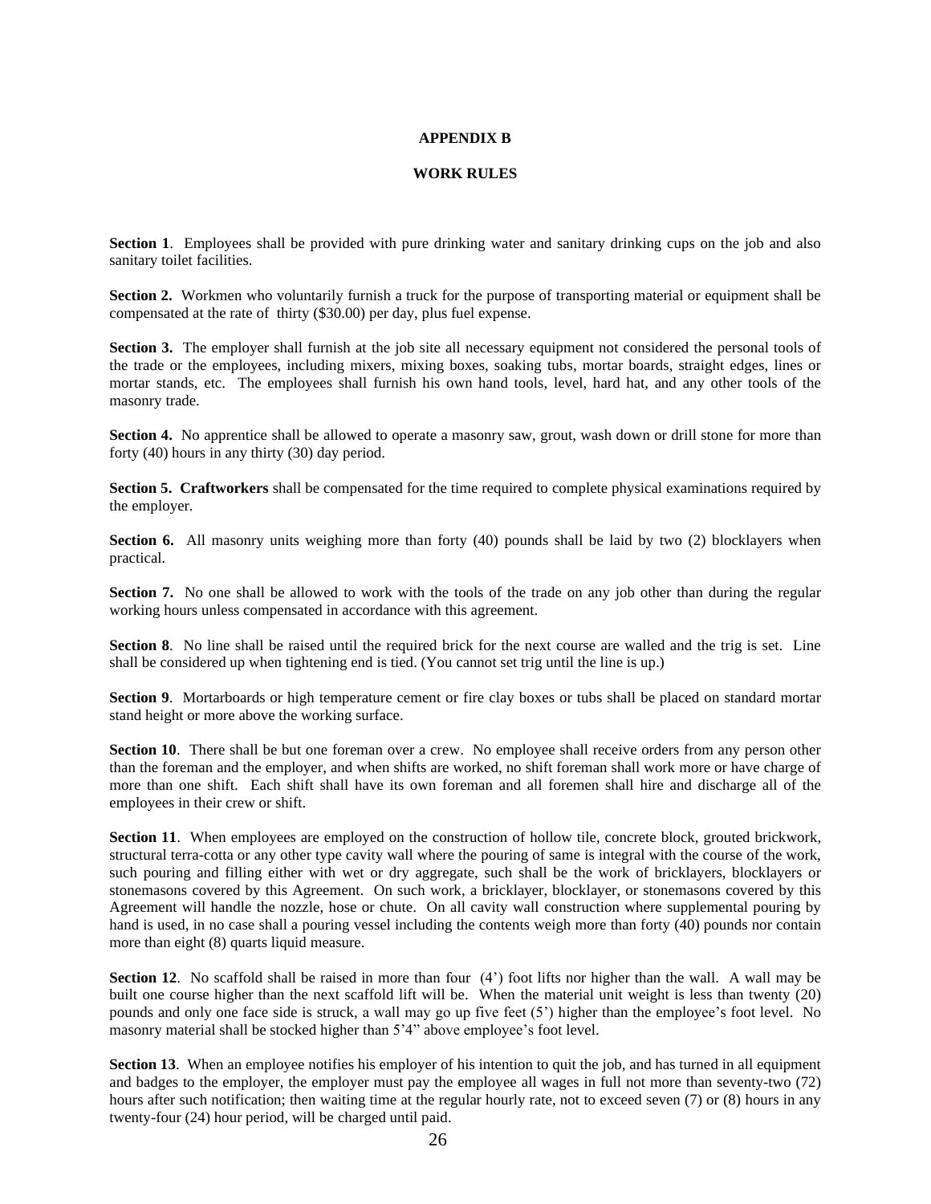# APPENDIX B

## WORK RULES

**Section 1**. Employees shall be provided with pure drinking water and sanitary drinking cups on the job and also sanitary toilet facilities.

**Section 2.** Workmen who voluntarily furnish a truck for the purpose of transporting material or equipment shall be compensated at the rate of thirty ($30.00) per day, plus fuel expense.

**Section 3.** The employer shall furnish at the job site all necessary equipment not considered the personal tools of the trade or the employees, including mixers, mixing boxes, soaking tubs, mortar boards, straight edges, lines or mortar stands, etc. The employees shall furnish his own hand tools, level, hard hat, and any other tools of the masonry trade.

**Section 4.** No apprentice shall be allowed to operate a masonry saw, grout, wash down or drill stone for more than forty (40) hours in any thirty (30) day period.

**Section 5. Craftworkers** shall be compensated for the time required to complete physical examinations required by the employer.

**Section 6.** All masonry units weighing more than forty (40) pounds shall be laid by two (2) blocklayers when practical.

**Section 7.** No one shall be allowed to work with the tools of the trade on any job other than during the regular working hours unless compensated in accordance with this agreement.

**Section 8**. No line shall be raised until the required brick for the next course are walled and the trig is set. Line shall be considered up when tightening end is tied. (You cannot set trig until the line is up.)

**Section 9**. Mortarboards or high temperature cement or fire clay boxes or tubs shall be placed on standard mortar stand height or more above the working surface.

**Section 10**. There shall be but one foreman over a crew. No employee shall receive orders from any person other than the foreman and the employer, and when shifts are worked, no shift foreman shall work more or have charge of more than one shift. Each shift shall have its own foreman and all foremen shall hire and discharge all of the employees in their crew or shift.

**Section 11**. When employees are employed on the construction of hollow tile, concrete block, grouted brickwork, structural terra-cotta or any other type cavity wall where the pouring of same is integral with the course of the work, such pouring and filling either with wet or dry aggregate, such shall be the work of bricklayers, blocklayers or stonemasons covered by this Agreement. On such work, a bricklayer, blocklayer, or stonemasons covered by this Agreement will handle the nozzle, hose or chute. On all cavity wall construction where supplemental pouring by hand is used, in no case shall a pouring vessel including the contents weigh more than forty (40) pounds nor contain more than eight (8) quarts liquid measure.

**Section 12**. No scaffold shall be raised in more than four (4') foot lifts nor higher than the wall. A wall may be built one course higher than the next scaffold lift will be. When the material unit weight is less than twenty (20) pounds and only one face side is struck, a wall may go up five feet (5') higher than the employee's foot level. No masonry material shall be stocked higher than 5'4" above employee's foot level.

**Section 13**. When an employee notifies his employer of his intention to quit the job, and has turned in all equipment and badges to the employer, the employer must pay the employee all wages in full not more than seventy-two (72) hours after such notification; then waiting time at the regular hourly rate, not to exceed seven (7) or (8) hours in any twenty-four (24) hour period, will be charged until paid.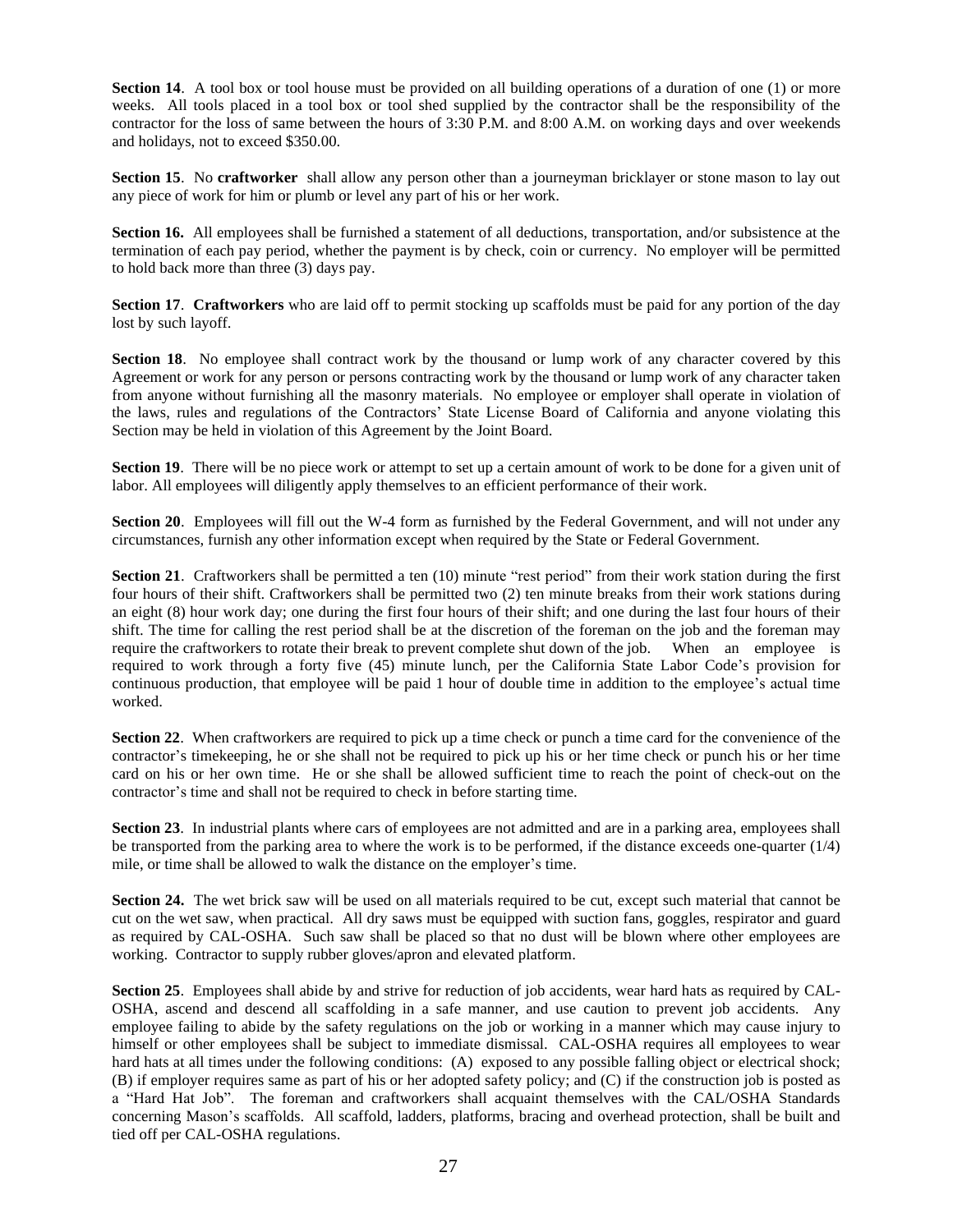**Section 14**. A tool box or tool house must be provided on all building operations of a duration of one (1) or more weeks. All tools placed in a tool box or tool shed supplied by the contractor shall be the responsibility of the contractor for the loss of same between the hours of 3:30 P.M. and 8:00 A.M. on working days and over weekends and holidays, not to exceed $350.00.

**Section 15**. No **craftworker** shall allow any person other than a journeyman bricklayer or stone mason to lay out any piece of work for him or plumb or level any part of his or her work.

**Section 16.** All employees shall be furnished a statement of all deductions, transportation, and/or subsistence at the termination of each pay period, whether the payment is by check, coin or currency. No employer will be permitted to hold back more than three (3) days pay.

**Section 17**. **Craftworkers** who are laid off to permit stocking up scaffolds must be paid for any portion of the day lost by such layoff.

**Section 18**. No employee shall contract work by the thousand or lump work of any character covered by this Agreement or work for any person or persons contracting work by the thousand or lump work of any character taken from anyone without furnishing all the masonry materials. No employee or employer shall operate in violation of the laws, rules and regulations of the Contractors' State License Board of California and anyone violating this Section may be held in violation of this Agreement by the Joint Board.

**Section 19**. There will be no piece work or attempt to set up a certain amount of work to be done for a given unit of labor. All employees will diligently apply themselves to an efficient performance of their work.

**Section 20**. Employees will fill out the W-4 form as furnished by the Federal Government, and will not under any circumstances, furnish any other information except when required by the State or Federal Government.

**Section 21**. Craftworkers shall be permitted a ten (10) minute "rest period" from their work station during the first four hours of their shift. Craftworkers shall be permitted two (2) ten minute breaks from their work stations during an eight (8) hour work day; one during the first four hours of their shift; and one during the last four hours of their shift. The time for calling the rest period shall be at the discretion of the foreman on the job and the foreman may require the craftworkers to rotate their break to prevent complete shut down of the job. When an employee is required to work through a forty five (45) minute lunch, per the California State Labor Code's provision for continuous production, that employee will be paid 1 hour of double time in addition to the employee's actual time worked.

**Section 22**. When craftworkers are required to pick up a time check or punch a time card for the convenience of the contractor's timekeeping, he or she shall not be required to pick up his or her time check or punch his or her time card on his or her own time. He or she shall be allowed sufficient time to reach the point of check-out on the contractor's time and shall not be required to check in before starting time.

**Section 23**. In industrial plants where cars of employees are not admitted and are in a parking area, employees shall be transported from the parking area to where the work is to be performed, if the distance exceeds one-quarter (1/4) mile, or time shall be allowed to walk the distance on the employer's time.

**Section 24.** The wet brick saw will be used on all materials required to be cut, except such material that cannot be cut on the wet saw, when practical. All dry saws must be equipped with suction fans, goggles, respirator and guard as required by CAL-OSHA. Such saw shall be placed so that no dust will be blown where other employees are working. Contractor to supply rubber gloves/apron and elevated platform.

**Section 25**. Employees shall abide by and strive for reduction of job accidents, wear hard hats as required by CAL-OSHA, ascend and descend all scaffolding in a safe manner, and use caution to prevent job accidents. Any employee failing to abide by the safety regulations on the job or working in a manner which may cause injury to himself or other employees shall be subject to immediate dismissal. CAL-OSHA requires all employees to wear hard hats at all times under the following conditions: (A) exposed to any possible falling object or electrical shock; (B) if employer requires same as part of his or her adopted safety policy; and (C) if the construction job is posted as a "Hard Hat Job". The foreman and craftworkers shall acquaint themselves with the CAL/OSHA Standards concerning Mason's scaffolds. All scaffold, ladders, platforms, bracing and overhead protection, shall be built and tied off per CAL-OSHA regulations.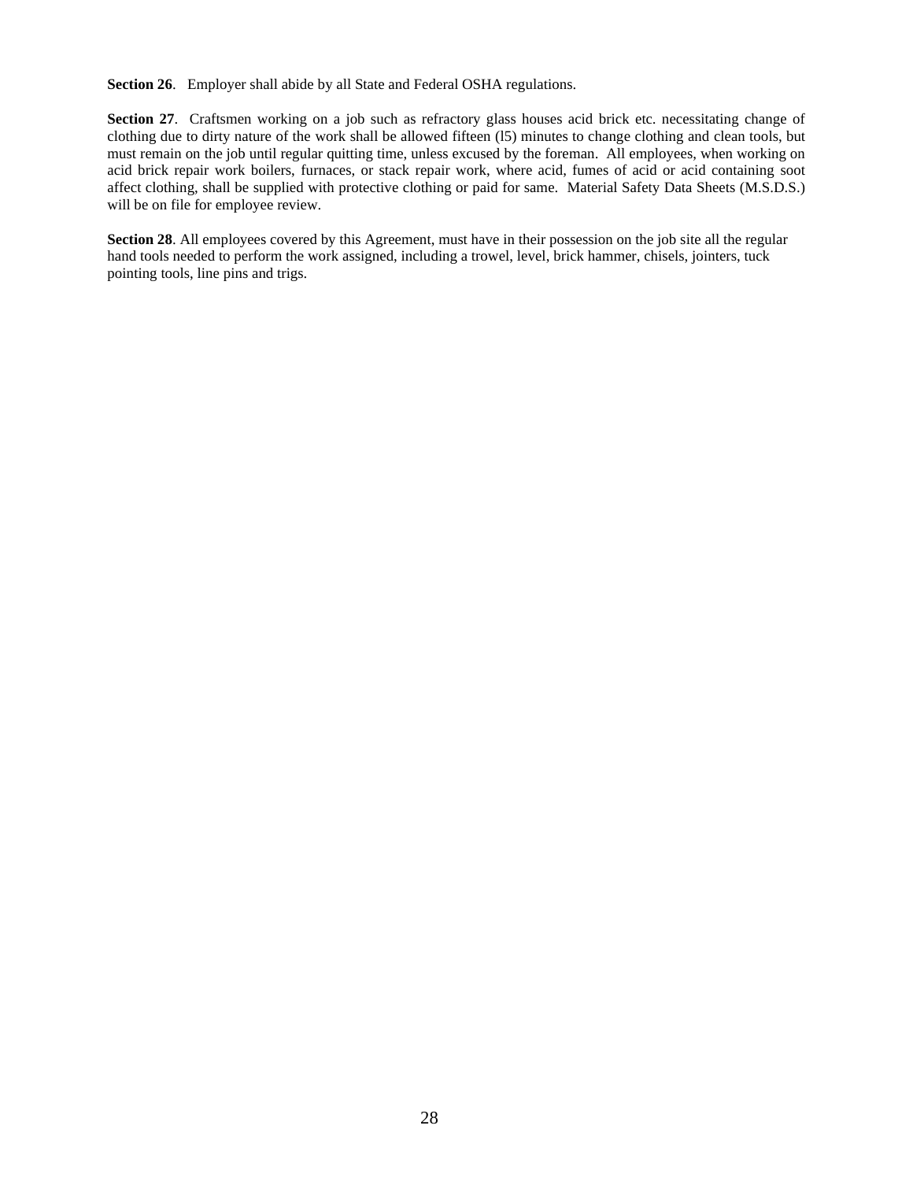**Section 26**. Employer shall abide by all State and Federal OSHA regulations.

**Section 27**. Craftsmen working on a job such as refractory glass houses acid brick etc. necessitating change of clothing due to dirty nature of the work shall be allowed fifteen (l5) minutes to change clothing and clean tools, but must remain on the job until regular quitting time, unless excused by the foreman. All employees, when working on acid brick repair work boilers, furnaces, or stack repair work, where acid, fumes of acid or acid containing soot affect clothing, shall be supplied with protective clothing or paid for same. Material Safety Data Sheets (M.S.D.S.) will be on file for employee review.

**Section 28**. All employees covered by this Agreement, must have in their possession on the job site all the regular hand tools needed to perform the work assigned, including a trowel, level, brick hammer, chisels, jointers, tuck pointing tools, line pins and trigs.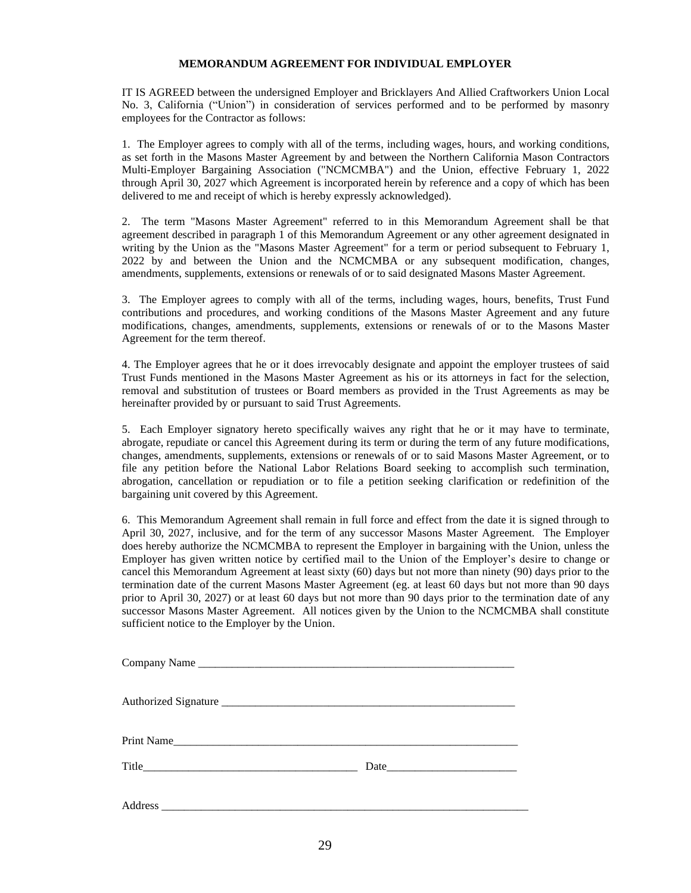## MEMORANDUM AGREEMENT FOR INDIVIDUAL EMPLOYER

IT IS AGREED between the undersigned Employer and Bricklayers And Allied Craftworkers Union Local No. 3, California ("Union") in consideration of services performed and to be performed by masonry employees for the Contractor as follows:

1. The Employer agrees to comply with all of the terms, including wages, hours, and working conditions, as set forth in the Masons Master Agreement by and between the Northern California Mason Contractors Multi-Employer Bargaining Association ("NCMCMBA") and the Union, effective February 1, 2022 through April 30, 2027 which Agreement is incorporated herein by reference and a copy of which has been delivered to me and receipt of which is hereby expressly acknowledged).

2. The term "Masons Master Agreement" referred to in this Memorandum Agreement shall be that agreement described in paragraph 1 of this Memorandum Agreement or any other agreement designated in writing by the Union as the "Masons Master Agreement" for a term or period subsequent to February 1, 2022 by and between the Union and the NCMCMBA or any subsequent modification, changes, amendments, supplements, extensions or renewals of or to said designated Masons Master Agreement.

3. The Employer agrees to comply with all of the terms, including wages, hours, benefits, Trust Fund contributions and procedures, and working conditions of the Masons Master Agreement and any future modifications, changes, amendments, supplements, extensions or renewals of or to the Masons Master Agreement for the term thereof.

4. The Employer agrees that he or it does irrevocably designate and appoint the employer trustees of said Trust Funds mentioned in the Masons Master Agreement as his or its attorneys in fact for the selection, removal and substitution of trustees or Board members as provided in the Trust Agreements as may be hereinafter provided by or pursuant to said Trust Agreements.

5. Each Employer signatory hereto specifically waives any right that he or it may have to terminate, abrogate, repudiate or cancel this Agreement during its term or during the term of any future modifications, changes, amendments, supplements, extensions or renewals of or to said Masons Master Agreement, or to file any petition before the National Labor Relations Board seeking to accomplish such termination, abrogation, cancellation or repudiation or to file a petition seeking clarification or redefinition of the bargaining unit covered by this Agreement.

6. This Memorandum Agreement shall remain in full force and effect from the date it is signed through to April 30, 2027, inclusive, and for the term of any successor Masons Master Agreement. The Employer does hereby authorize the NCMCMBA to represent the Employer in bargaining with the Union, unless the Employer has given written notice by certified mail to the Union of the Employer's desire to change or cancel this Memorandum Agreement at least sixty (60) days but not more than ninety (90) days prior to the termination date of the current Masons Master Agreement (eg. at least 60 days but not more than 90 days prior to April 30, 2027) or at least 60 days but not more than 90 days prior to the termination date of any successor Masons Master Agreement. All notices given by the Union to the NCMCMBA shall constitute sufficient notice to the Employer by the Union.

Company Name ___________________________________________________________

Authorized Signature _____________________________________________________

Print Name______________________________________________________________

Title_______________________________________ Date________________________

Address ___________________________________________________________________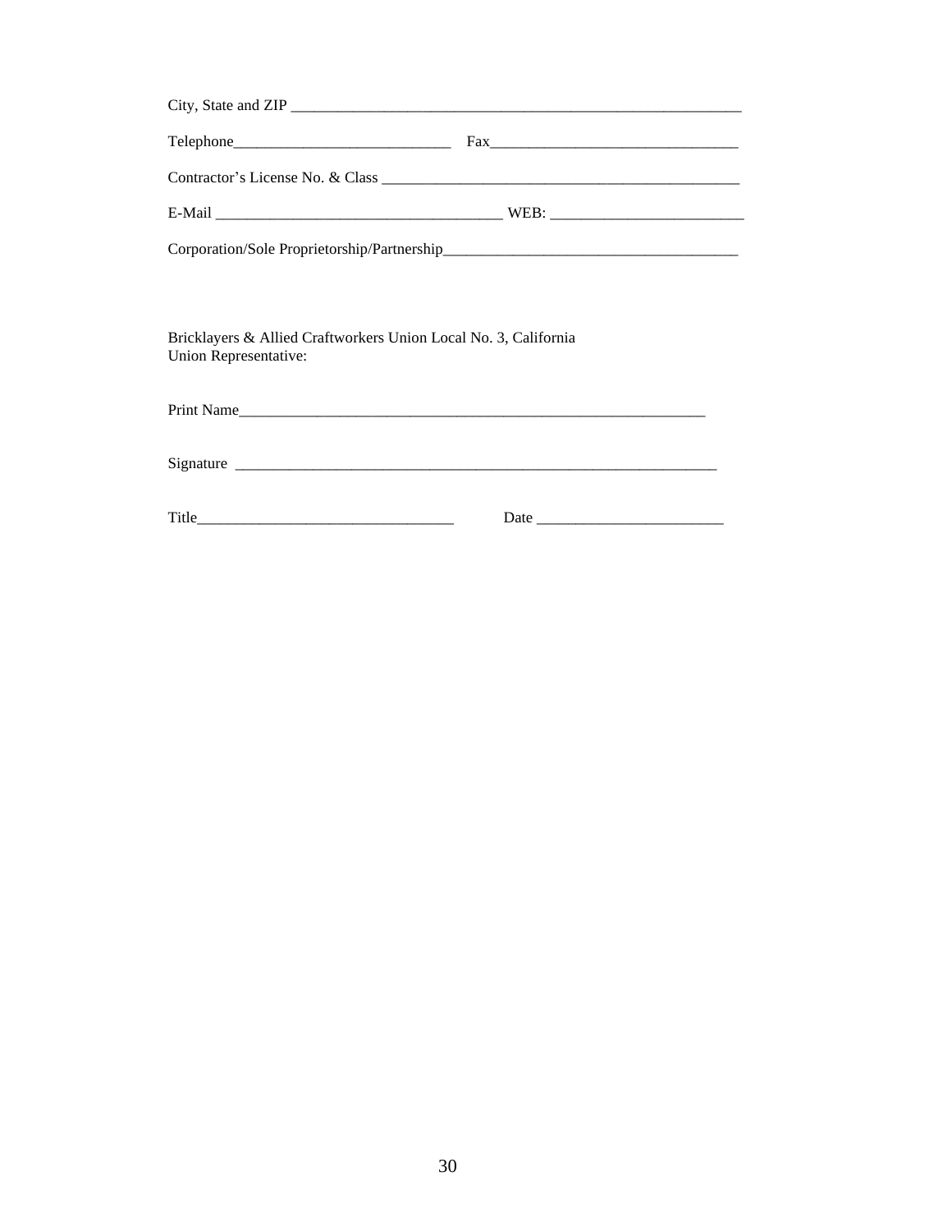City, State and ZIP ____________________________________________________________

Telephone____________________________ Fax________________________________

Contractor's License No. & Class ________________________________________________

E-Mail _____________________________________ WEB: _________________________

Corporation/Sole Proprietorship/Partnership______________________________________

Bricklayers & Allied Craftworkers Union Local No. 3, California
Union Representative:

Print Name_______________________________________________________________

Signature _________________________________________________________________

Title__________________________________ Date _________________________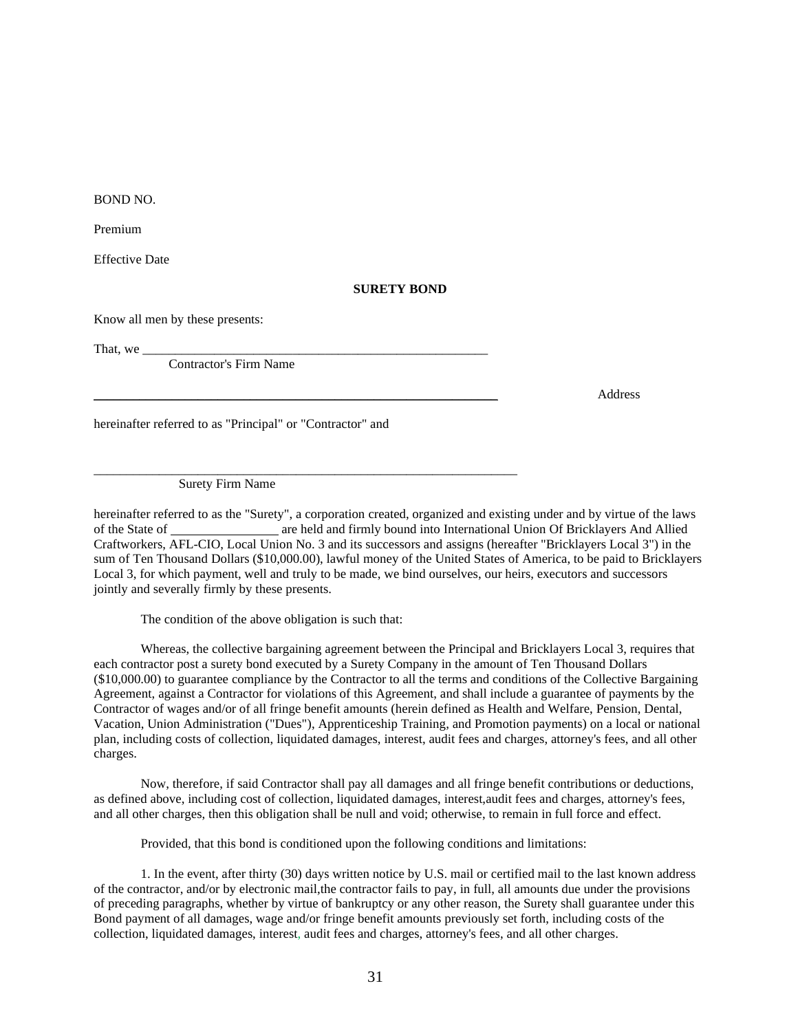BOND NO.

Premium

Effective Date

**SURETY BOND**

Know all men by these presents:

That, we _______________________________________________________

Contractor's Firm Name

_______________________________________________________________ Address

hereinafter referred to as "Principal" or "Contractor" and

_______________________________________________________________

Surety Firm Name

hereinafter referred to as the "Surety", a corporation created, organized and existing under and by virtue of the laws of the State of ________________ are held and firmly bound into International Union Of Bricklayers And Allied Craftworkers, AFL-CIO, Local Union No. 3 and its successors and assigns (hereafter "Bricklayers Local 3") in the sum of Ten Thousand Dollars ($10,000.00), lawful money of the United States of America, to be paid to Bricklayers Local 3, for which payment, well and truly to be made, we bind ourselves, our heirs, executors and successors jointly and severally firmly by these presents.

The condition of the above obligation is such that:

Whereas, the collective bargaining agreement between the Principal and Bricklayers Local 3, requires that each contractor post a surety bond executed by a Surety Company in the amount of Ten Thousand Dollars ($10,000.00) to guarantee compliance by the Contractor to all the terms and conditions of the Collective Bargaining Agreement, against a Contractor for violations of this Agreement, and shall include a guarantee of payments by the Contractor of wages and/or of all fringe benefit amounts (herein defined as Health and Welfare, Pension, Dental, Vacation, Union Administration ("Dues"), Apprenticeship Training, and Promotion payments) on a local or national plan, including costs of collection, liquidated damages, interest, audit fees and charges, attorney's fees, and all other charges.

Now, therefore, if said Contractor shall pay all damages and all fringe benefit contributions or deductions, as defined above, including cost of collection, liquidated damages, interest,audit fees and charges, attorney's fees, and all other charges, then this obligation shall be null and void; otherwise, to remain in full force and effect.

Provided, that this bond is conditioned upon the following conditions and limitations:

1. In the event, after thirty (30) days written notice by U.S. mail or certified mail to the last known address of the contractor, and/or by electronic mail,the contractor fails to pay, in full, all amounts due under the provisions of preceding paragraphs, whether by virtue of bankruptcy or any other reason, the Surety shall guarantee under this Bond payment of all damages, wage and/or fringe benefit amounts previously set forth, including costs of the collection, liquidated damages, interest, audit fees and charges, attorney's fees, and all other charges.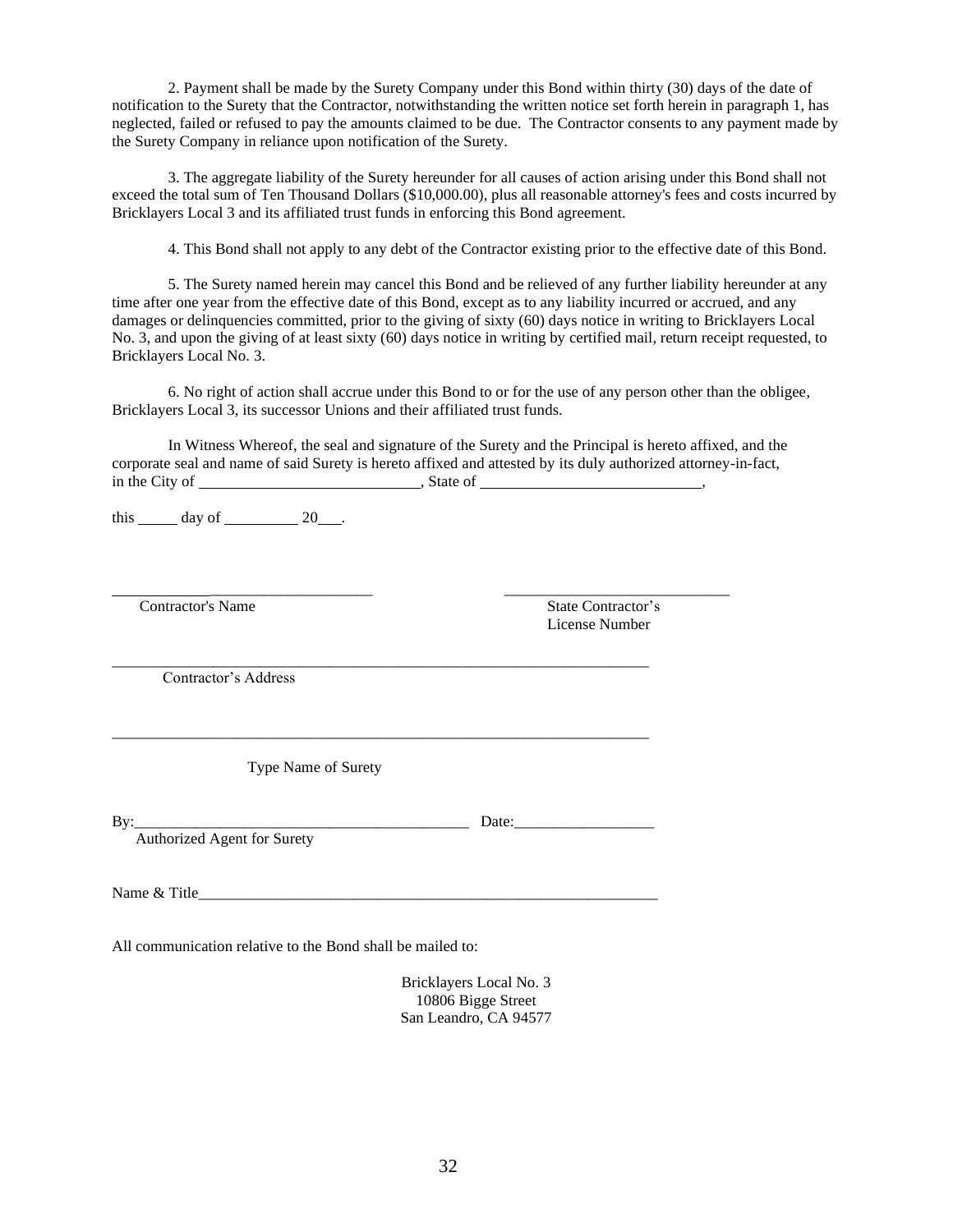2. Payment shall be made by the Surety Company under this Bond within thirty (30) days of the date of notification to the Surety that the Contractor, notwithstanding the written notice set forth herein in paragraph 1, has neglected, failed or refused to pay the amounts claimed to be due. The Contractor consents to any payment made by the Surety Company in reliance upon notification of the Surety.

3. The aggregate liability of the Surety hereunder for all causes of action arising under this Bond shall not exceed the total sum of Ten Thousand Dollars ($10,000.00), plus all reasonable attorney's fees and costs incurred by Bricklayers Local 3 and its affiliated trust funds in enforcing this Bond agreement.

4. This Bond shall not apply to any debt of the Contractor existing prior to the effective date of this Bond.

5. The Surety named herein may cancel this Bond and be relieved of any further liability hereunder at any time after one year from the effective date of this Bond, except as to any liability incurred or accrued, and any damages or delinquencies committed, prior to the giving of sixty (60) days notice in writing to Bricklayers Local No. 3, and upon the giving of at least sixty (60) days notice in writing by certified mail, return receipt requested, to Bricklayers Local No. 3.

6. No right of action shall accrue under this Bond to or for the use of any person other than the obligee, Bricklayers Local 3, its successor Unions and their affiliated trust funds.

In Witness Whereof, the seal and signature of the Surety and the Principal is hereto affixed, and the corporate seal and name of said Surety is hereto affixed and attested by its duly authorized attorney-in-fact, in the City of ____________________________, State of ____________________________,

this _____ day of __________ 20___.

_________________________________ &nbsp;&nbsp;&nbsp;&nbsp;&nbsp;&nbsp; _____________________________
Contractor's Name &nbsp;&nbsp;&nbsp;&nbsp;&nbsp;&nbsp;&nbsp;&nbsp;&nbsp;&nbsp;&nbsp;&nbsp;&nbsp;&nbsp;&nbsp;&nbsp;&nbsp;&nbsp;&nbsp;&nbsp;&nbsp;&nbsp;&nbsp;&nbsp;&nbsp;&nbsp;&nbsp;&nbsp; State Contractor's License Number

__________________________________________________________________________
Contractor's Address

__________________________________________________________________________
Type Name of Surety

By:_____________________________________________ Date:__________________
Authorized Agent for Surety

Name & Title______________________________________________________________

All communication relative to the Bond shall be mailed to:

Bricklayers Local No. 3
10806 Bigge Street
San Leandro, CA 94577